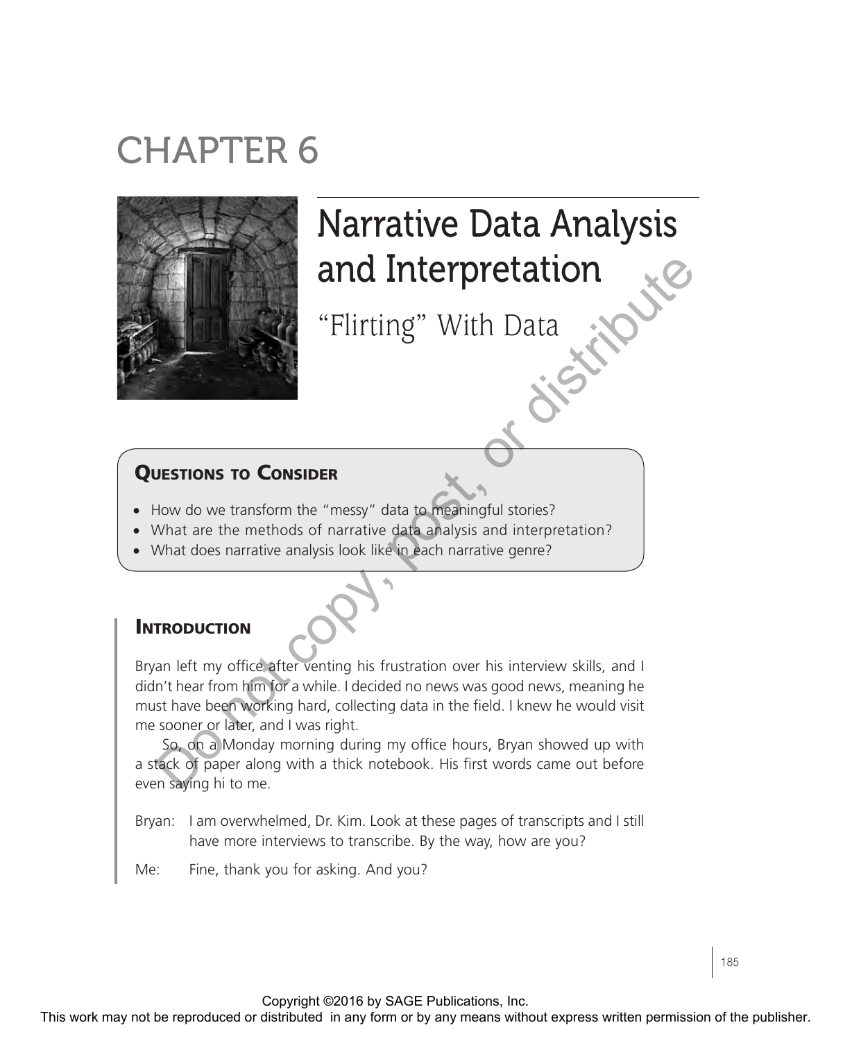# CHAPTER 6

## Narrative Data Analysis and Interpretation

### "Flirting" With Data

**QUESTIONS TO CONSIDER**

- How do we transform the "messy" data to meaningful stories?
- What are the methods of narrative data analysis and interpretation?
- What does narrative analysis look like in each narrative genre?

## INTRODUCTION

Bryan left my office after venting his frustration over his interview skills, and I didn't hear from him for a while. I decided no news was good news, meaning he must have been working hard, collecting data in the field. I knew he would visit me sooner or later, and I was right.

So, on a Monday morning during my office hours, Bryan showed up with a stack of paper along with a thick notebook. His first words came out before even saying hi to me.

Bryan: I am overwhelmed, Dr. Kim. Look at these pages of transcripts and I still have more interviews to transcribe. By the way, how are you?

Me: Fine, thank you for asking. And you?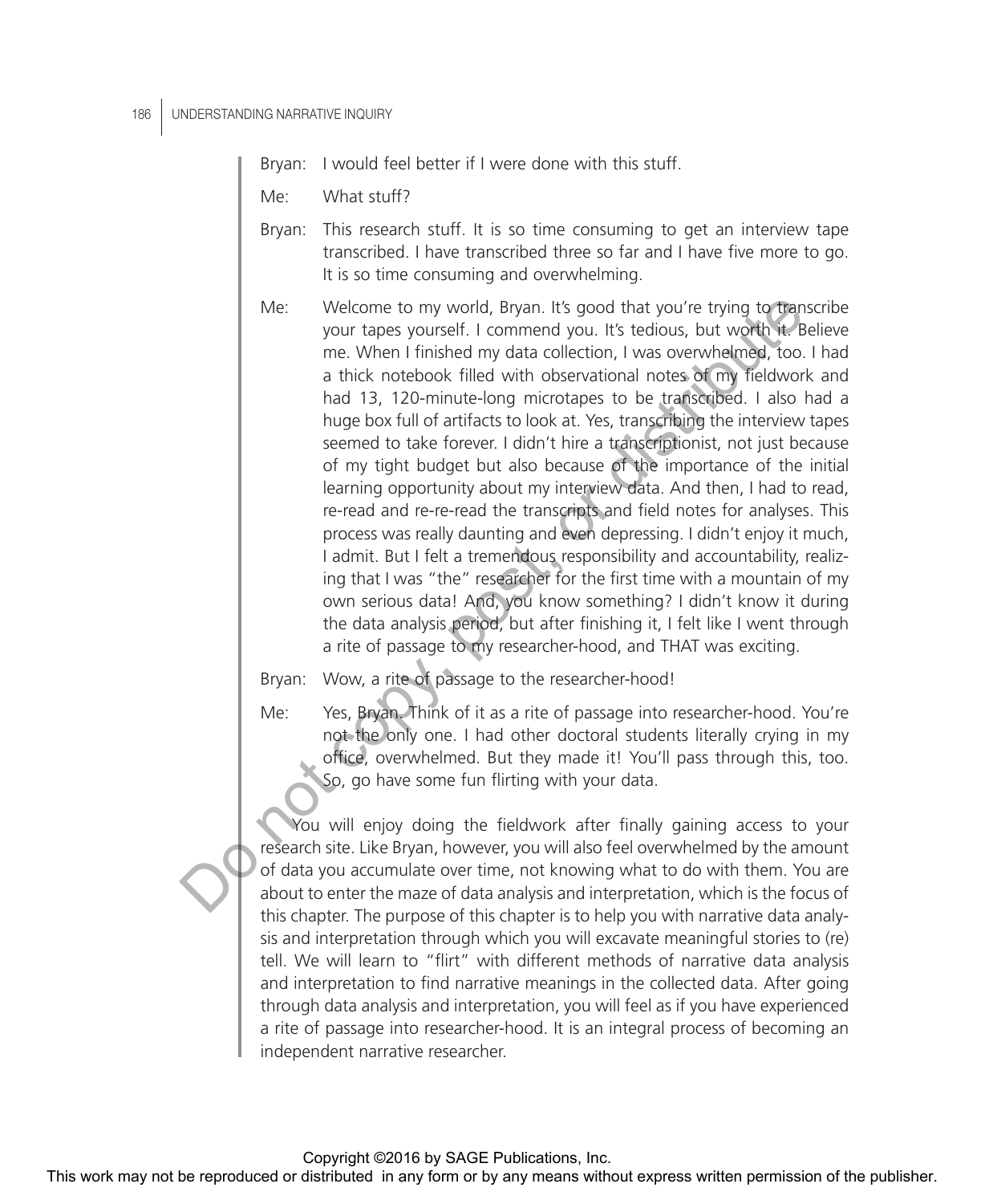Bryan: I would feel better if I were done with this stuff.

Me: What stuff?

Bryan: This research stuff. It is so time consuming to get an interview tape transcribed. I have transcribed three so far and I have five more to go. It is so time consuming and overwhelming.

Me: Welcome to my world, Bryan. It's good that you're trying to transcribe your tapes yourself. I commend you. It's tedious, but worth it. Believe me. When I finished my data collection, I was overwhelmed, too. I had a thick notebook filled with observational notes of my fieldwork and had 13, 120-minute-long microtapes to be transcribed. I also had a huge box full of artifacts to look at. Yes, transcribing the interview tapes seemed to take forever. I didn't hire a transcriptionist, not just because of my tight budget but also because of the importance of the initial learning opportunity about my interview data. And then, I had to read, re-read and re-re-read the transcripts and field notes for analyses. This process was really daunting and even depressing. I didn't enjoy it much, I admit. But I felt a tremendous responsibility and accountability, realizing that I was "the" researcher for the first time with a mountain of my own serious data! And, you know something? I didn't know it during the data analysis period, but after finishing it, I felt like I went through a rite of passage to my researcher-hood, and THAT was exciting.

Bryan: Wow, a rite of passage to the researcher-hood!

Me: Yes, Bryan. Think of it as a rite of passage into researcher-hood. You're not the only one. I had other doctoral students literally crying in my office, overwhelmed. But they made it! You'll pass through this, too. So, go have some fun flirting with your data.

You will enjoy doing the fieldwork after finally gaining access to your research site. Like Bryan, however, you will also feel overwhelmed by the amount of data you accumulate over time, not knowing what to do with them. You are about to enter the maze of data analysis and interpretation, which is the focus of this chapter. The purpose of this chapter is to help you with narrative data analysis and interpretation through which you will excavate meaningful stories to (re) tell. We will learn to "flirt" with different methods of narrative data analysis and interpretation to find narrative meanings in the collected data. After going through data analysis and interpretation, you will feel as if you have experienced a rite of passage into researcher-hood. It is an integral process of becoming an independent narrative researcher.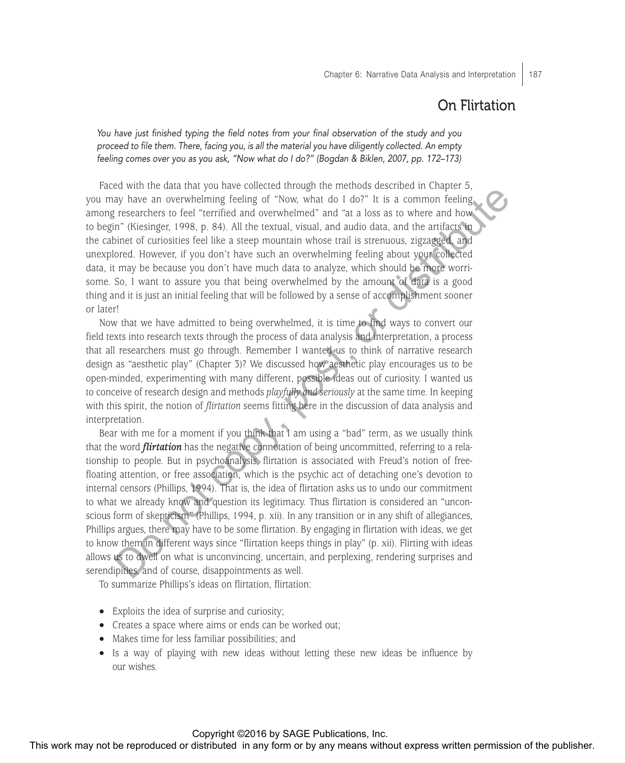## On Flirtation

*You have just finished typing the field notes from your final observation of the study and you proceed to file them. There, facing you, is all the material you have diligently collected. An empty feeling comes over you as you ask, "Now what do I do?" (Bogdan & Biklen, 2007, pp. 172–173)*

Faced with the data that you have collected through the methods described in Chapter 5, you may have an overwhelming feeling of "Now, what do I do?" It is a common feeling among researchers to feel "terrified and overwhelmed" and "at a loss as to where and how to begin" (Kiesinger, 1998, p. 84). All the textual, visual, and audio data, and the artifacts in the cabinet of curiosities feel like a steep mountain whose trail is strenuous, zigzagged, and unexplored. However, if you don't have such an overwhelming feeling about your collected data, it may be because you don't have much data to analyze, which should be more worrisome. So, I want to assure you that being overwhelmed by the amount of data is a good thing and it is just an initial feeling that will be followed by a sense of accomplishment sooner or later!

Now that we have admitted to being overwhelmed, it is time to find ways to convert our field texts into research texts through the process of data analysis and interpretation, a process that all researchers must go through. Remember I wanted us to think of narrative research design as "aesthetic play" (Chapter 3)? We discussed how aesthetic play encourages us to be open-minded, experimenting with many different, possible ideas out of curiosity. I wanted us to conceive of research design and methods *playfully and seriously* at the same time. In keeping with this spirit, the notion of *flirtation* seems fitting here in the discussion of data analysis and interpretation.

Bear with me for a moment if you think that I am using a "bad" term, as we usually think that the word ***flirtation*** has the negative connotation of being uncommitted, referring to a relationship to people. But in psychoanalysis, flirtation is associated with Freud's notion of free-floating attention, or free association, which is the psychic act of detaching one's devotion to internal censors (Phillips, 1994). That is, the idea of flirtation asks us to undo our commitment to what we already know and question its legitimacy. Thus flirtation is considered an "unconscious form of skepticism" (Phillips, 1994, p. xii). In any transition or in any shift of allegiances, Phillips argues, there may have to be some flirtation. By engaging in flirtation with ideas, we get to know them in different ways since "flirtation keeps things in play" (p. xii). Flirting with ideas allows us to dwell on what is unconvincing, uncertain, and perplexing, rendering surprises and serendipities, and of course, disappointments as well.

To summarize Phillips's ideas on flirtation, flirtation:

- Exploits the idea of surprise and curiosity;
- Creates a space where aims or ends can be worked out;
- Makes time for less familiar possibilities; and
- Is a way of playing with new ideas without letting these new ideas be influence by our wishes.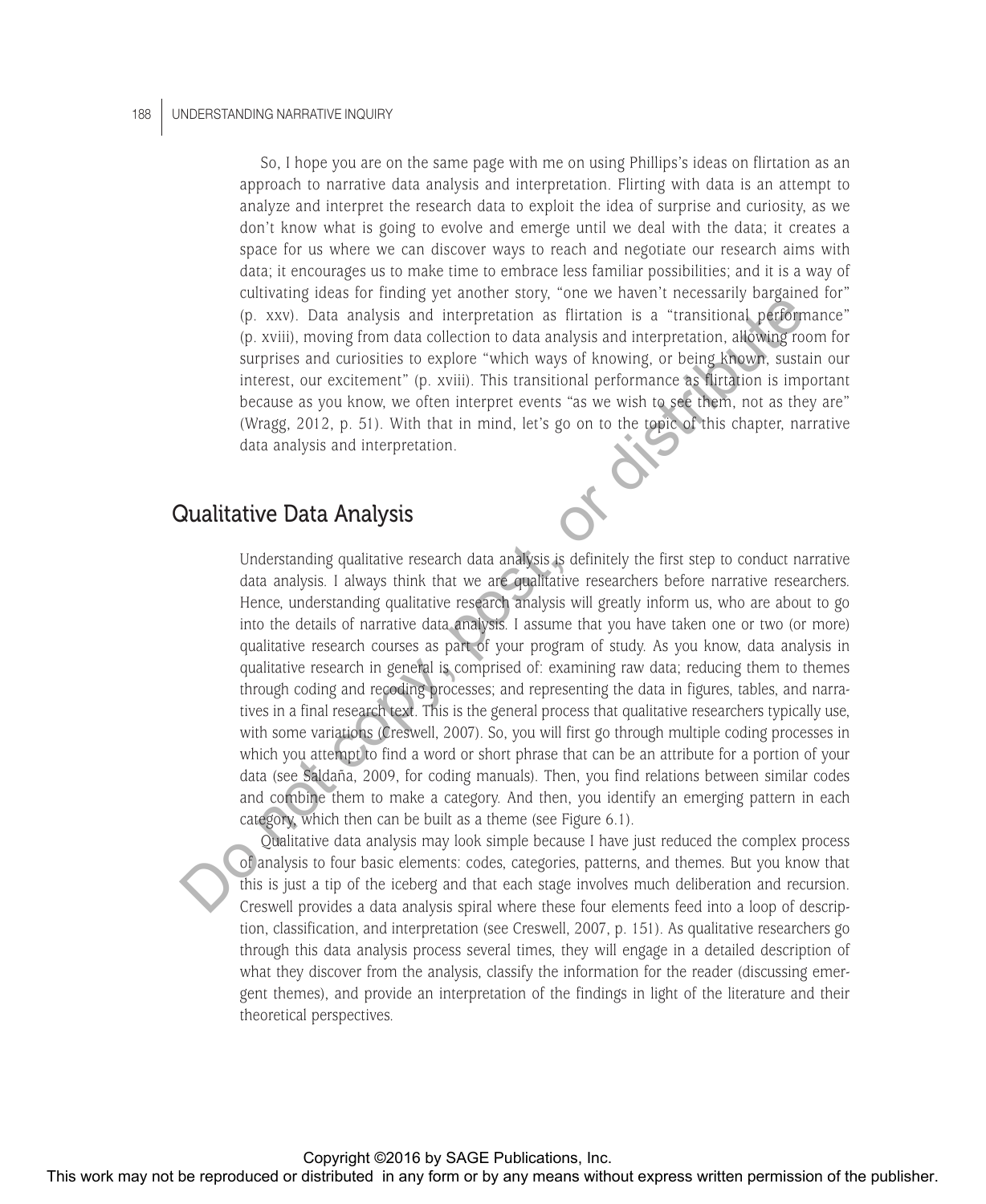So, I hope you are on the same page with me on using Phillips's ideas on flirtation as an approach to narrative data analysis and interpretation. Flirting with data is an attempt to analyze and interpret the research data to exploit the idea of surprise and curiosity, as we don't know what is going to evolve and emerge until we deal with the data; it creates a space for us where we can discover ways to reach and negotiate our research aims with data; it encourages us to make time to embrace less familiar possibilities; and it is a way of cultivating ideas for finding yet another story, "one we haven't necessarily bargained for" (p. xxv). Data analysis and interpretation as flirtation is a "transitional performance" (p. xviii), moving from data collection to data analysis and interpretation, allowing room for surprises and curiosities to explore "which ways of knowing, or being known, sustain our interest, our excitement" (p. xviii). This transitional performance as flirtation is important because as you know, we often interpret events "as we wish to see them, not as they are" (Wragg, 2012, p. 51). With that in mind, let's go on to the topic of this chapter, narrative data analysis and interpretation.

## Qualitative Data Analysis

Understanding qualitative research data analysis is definitely the first step to conduct narrative data analysis. I always think that we are qualitative researchers before narrative researchers. Hence, understanding qualitative research analysis will greatly inform us, who are about to go into the details of narrative data analysis. I assume that you have taken one or two (or more) qualitative research courses as part of your program of study. As you know, data analysis in qualitative research in general is comprised of: examining raw data; reducing them to themes through coding and recoding processes; and representing the data in figures, tables, and narratives in a final research text. This is the general process that qualitative researchers typically use, with some variations (Creswell, 2007). So, you will first go through multiple coding processes in which you attempt to find a word or short phrase that can be an attribute for a portion of your data (see Saldaña, 2009, for coding manuals). Then, you find relations between similar codes and combine them to make a category. And then, you identify an emerging pattern in each category, which then can be built as a theme (see Figure 6.1).

Qualitative data analysis may look simple because I have just reduced the complex process of analysis to four basic elements: codes, categories, patterns, and themes. But you know that this is just a tip of the iceberg and that each stage involves much deliberation and recursion. Creswell provides a data analysis spiral where these four elements feed into a loop of description, classification, and interpretation (see Creswell, 2007, p. 151). As qualitative researchers go through this data analysis process several times, they will engage in a detailed description of what they discover from the analysis, classify the information for the reader (discussing emergent themes), and provide an interpretation of the findings in light of the literature and their theoretical perspectives.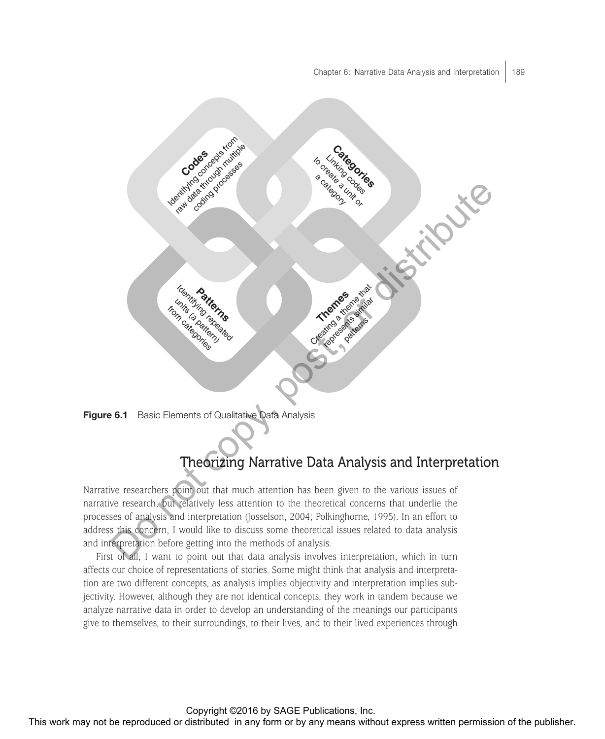**Codes**
Identifying concepts from raw data through multiple coding processes

**Categories**
Linking codes to create a unit or a category

**Patterns**
Identifying repeated units (a pattern) from categories

**Themes**
Creating a theme that represents similar patterns

**Figure 6.1** Basic Elements of Qualitative Data Analysis

## Theorizing Narrative Data Analysis and Interpretation

Narrative researchers point out that much attention has been given to the various issues of narrative research, but relatively less attention to the theoretical concerns that underlie the processes of analysis and interpretation (Josselson, 2004; Polkinghorne, 1995). In an effort to address this concern, I would like to discuss some theoretical issues related to data analysis and interpretation before getting into the methods of analysis.

First of all, I want to point out that data analysis involves interpretation, which in turn affects our choice of representations of stories. Some might think that analysis and interpretation are two different concepts, as analysis implies objectivity and interpretation implies subjectivity. However, although they are not identical concepts, they work in tandem because we analyze narrative data in order to develop an understanding of the meanings our participants give to themselves, to their surroundings, to their lives, and to their lived experiences through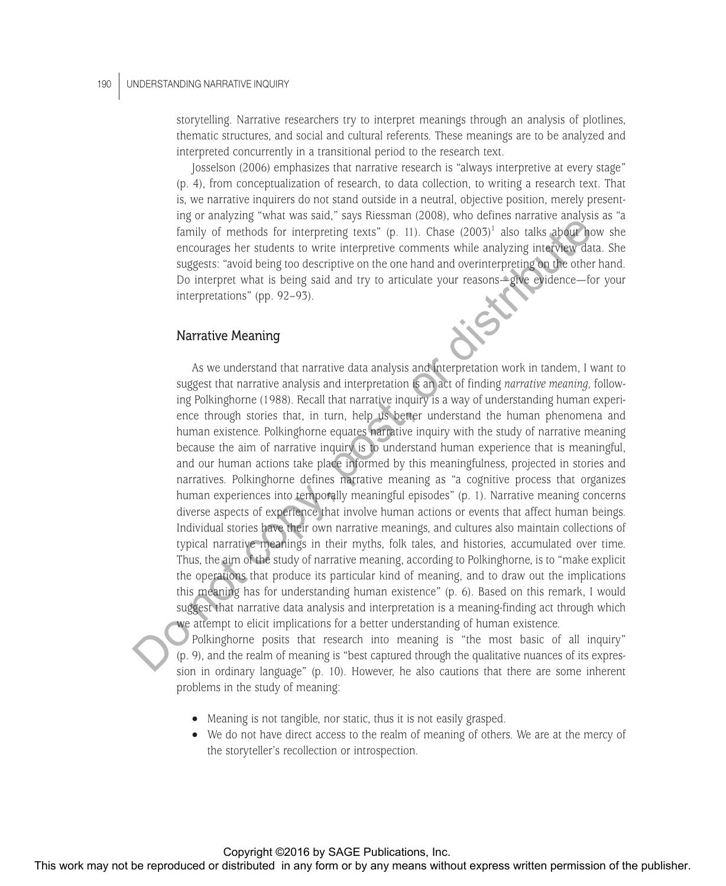storytelling. Narrative researchers try to interpret meanings through an analysis of plotlines, thematic structures, and social and cultural referents. These meanings are to be analyzed and interpreted concurrently in a transitional period to the research text.

Josselson (2006) emphasizes that narrative research is "always interpretive at every stage" (p. 4), from conceptualization of research, to data collection, to writing a research text. That is, we narrative inquirers do not stand outside in a neutral, objective position, merely presenting or analyzing "what was said," says Riessman (2008), who defines narrative analysis as "a family of methods for interpreting texts" (p. 11). Chase (2003)[1] also talks about how she encourages her students to write interpretive comments while analyzing interview data. She suggests: "avoid being too descriptive on the one hand and overinterpreting on the other hand. Do interpret what is being said and try to articulate your reasons—give evidence—for your interpretations" (pp. 92–93).

## Narrative Meaning

As we understand that narrative data analysis and interpretation work in tandem, I want to suggest that narrative analysis and interpretation is an act of finding *narrative meaning,* following Polkinghorne (1988). Recall that narrative inquiry is a way of understanding human experience through stories that, in turn, help us better understand the human phenomena and human existence. Polkinghorne equates narrative inquiry with the study of narrative meaning because the aim of narrative inquiry is to understand human experience that is meaningful, and our human actions take place informed by this meaningfulness, projected in stories and narratives. Polkinghorne defines narrative meaning as "a cognitive process that organizes human experiences into temporally meaningful episodes" (p. 1). Narrative meaning concerns diverse aspects of experience that involve human actions or events that affect human beings. Individual stories have their own narrative meanings, and cultures also maintain collections of typical narrative meanings in their myths, folk tales, and histories, accumulated over time. Thus, the aim of the study of narrative meaning, according to Polkinghorne, is to "make explicit the operations that produce its particular kind of meaning, and to draw out the implications this meaning has for understanding human existence" (p. 6). Based on this remark, I would suggest that narrative data analysis and interpretation is a meaning-finding act through which we attempt to elicit implications for a better understanding of human existence.

Polkinghorne posits that research into meaning is "the most basic of all inquiry" (p. 9), and the realm of meaning is "best captured through the qualitative nuances of its expression in ordinary language" (p. 10). However, he also cautions that there are some inherent problems in the study of meaning:

- Meaning is not tangible, nor static, thus it is not easily grasped.
- We do not have direct access to the realm of meaning of others. We are at the mercy of the storyteller's recollection or introspection.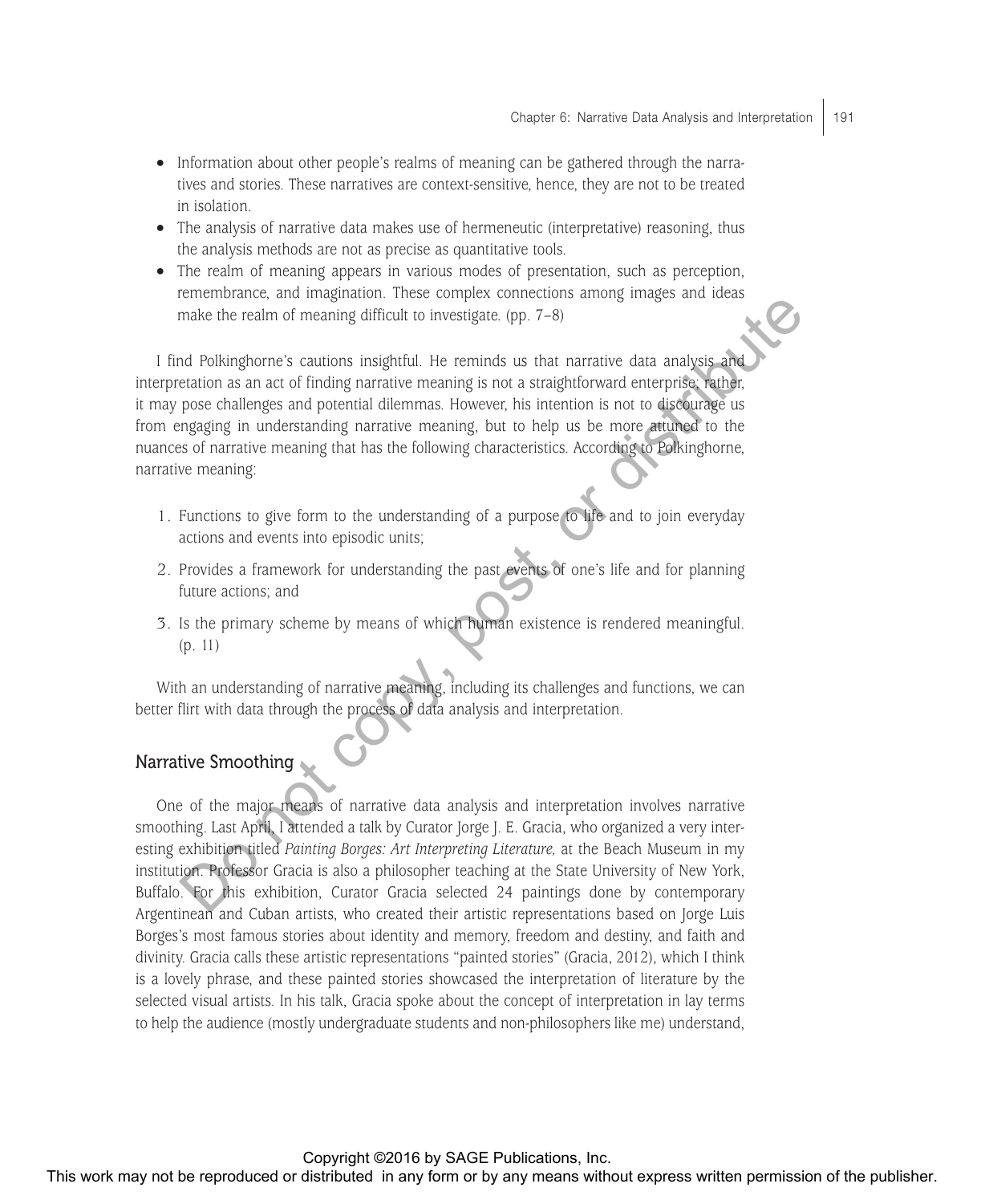- Information about other people's realms of meaning can be gathered through the narratives and stories. These narratives are context-sensitive, hence, they are not to be treated in isolation.
- The analysis of narrative data makes use of hermeneutic (interpretative) reasoning, thus the analysis methods are not as precise as quantitative tools.
- The realm of meaning appears in various modes of presentation, such as perception, remembrance, and imagination. These complex connections among images and ideas make the realm of meaning difficult to investigate. (pp. 7–8)

I find Polkinghorne's cautions insightful. He reminds us that narrative data analysis and interpretation as an act of finding narrative meaning is not a straightforward enterprise; rather, it may pose challenges and potential dilemmas. However, his intention is not to discourage us from engaging in understanding narrative meaning, but to help us be more attuned to the nuances of narrative meaning that has the following characteristics. According to Polkinghorne, narrative meaning:

1. Functions to give form to the understanding of a purpose to life and to join everyday actions and events into episodic units;
2. Provides a framework for understanding the past events of one's life and for planning future actions; and
3. Is the primary scheme by means of which human existence is rendered meaningful. (p. 11)

With an understanding of narrative meaning, including its challenges and functions, we can better flirt with data through the process of data analysis and interpretation.

## Narrative Smoothing

One of the major means of narrative data analysis and interpretation involves narrative smoothing. Last April, I attended a talk by Curator Jorge J. E. Gracia, who organized a very interesting exhibition titled *Painting Borges: Art Interpreting Literature,* at the Beach Museum in my institution. Professor Gracia is also a philosopher teaching at the State University of New York, Buffalo. For this exhibition, Curator Gracia selected 24 paintings done by contemporary Argentinean and Cuban artists, who created their artistic representations based on Jorge Luis Borges's most famous stories about identity and memory, freedom and destiny, and faith and divinity. Gracia calls these artistic representations "painted stories" (Gracia, 2012), which I think is a lovely phrase, and these painted stories showcased the interpretation of literature by the selected visual artists. In his talk, Gracia spoke about the concept of interpretation in lay terms to help the audience (mostly undergraduate students and non-philosophers like me) understand,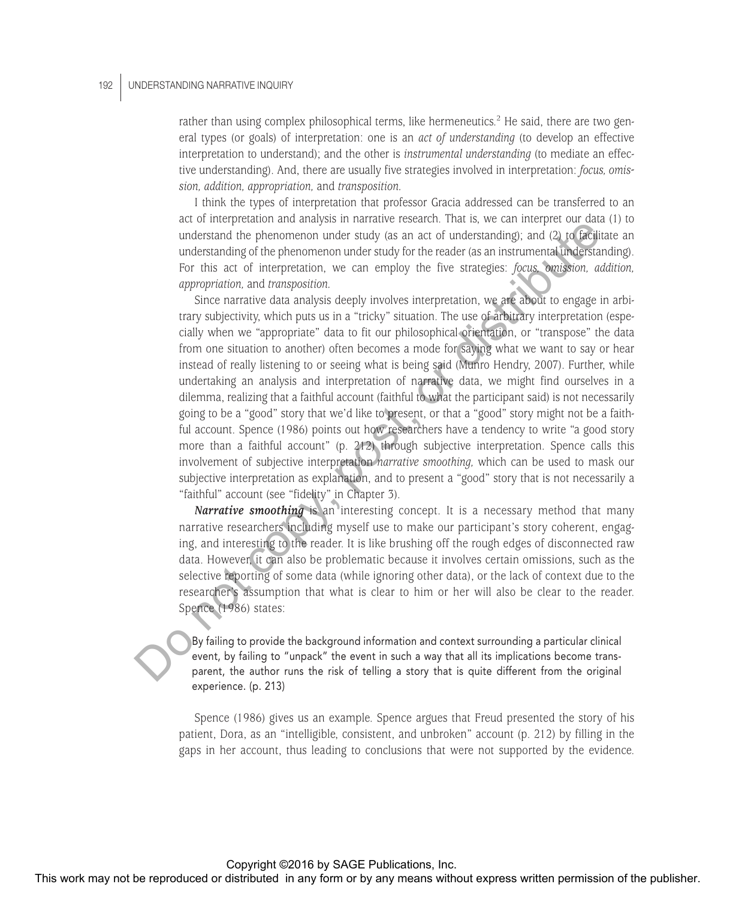rather than using complex philosophical terms, like hermeneutics.[2] He said, there are two general types (or goals) of interpretation: one is an *act of understanding* (to develop an effective interpretation to understand); and the other is *instrumental understanding* (to mediate an effective understanding). And, there are usually five strategies involved in interpretation: *focus, omission, addition, appropriation,* and *transposition.*

I think the types of interpretation that professor Gracia addressed can be transferred to an act of interpretation and analysis in narrative research. That is, we can interpret our data (1) to understand the phenomenon under study (as an act of understanding); and (2) to facilitate an understanding of the phenomenon under study for the reader (as an instrumental understanding). For this act of interpretation, we can employ the five strategies: *focus, omission, addition, appropriation,* and *transposition.*

Since narrative data analysis deeply involves interpretation, we are about to engage in arbitrary subjectivity, which puts us in a "tricky" situation. The use of arbitrary interpretation (especially when we "appropriate" data to fit our philosophical orientation, or "transpose" the data from one situation to another) often becomes a mode for saying what we want to say or hear instead of really listening to or seeing what is being said (Munro Hendry, 2007). Further, while undertaking an analysis and interpretation of narrative data, we might find ourselves in a dilemma, realizing that a faithful account (faithful to what the participant said) is not necessarily going to be a "good" story that we'd like to present, or that a "good" story might not be a faithful account. Spence (1986) points out how researchers have a tendency to write "a good story more than a faithful account" (p. 212) through subjective interpretation. Spence calls this involvement of subjective interpretation *narrative smoothing,* which can be used to mask our subjective interpretation as explanation, and to present a "good" story that is not necessarily a "faithful" account (see "fidelity" in Chapter 3).

***Narrative smoothing*** is an interesting concept. It is a necessary method that many narrative researchers including myself use to make our participant's story coherent, engaging, and interesting to the reader. It is like brushing off the rough edges of disconnected raw data. However, it can also be problematic because it involves certain omissions, such as the selective reporting of some data (while ignoring other data), or the lack of context due to the researcher's assumption that what is clear to him or her will also be clear to the reader. Spence (1986) states:

> By failing to provide the background information and context surrounding a particular clinical event, by failing to "unpack" the event in such a way that all its implications become transparent, the author runs the risk of telling a story that is quite different from the original experience. (p. 213)

Spence (1986) gives us an example. Spence argues that Freud presented the story of his patient, Dora, as an "intelligible, consistent, and unbroken" account (p. 212) by filling in the gaps in her account, thus leading to conclusions that were not supported by the evidence.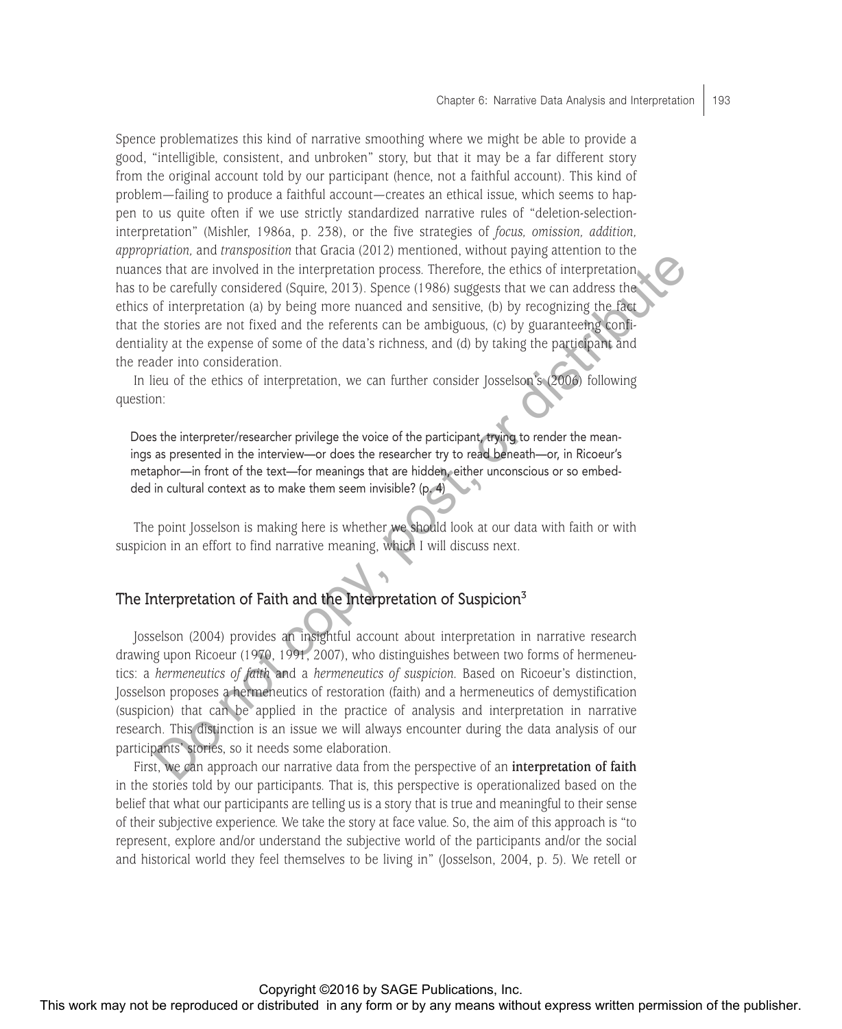Spence problematizes this kind of narrative smoothing where we might be able to provide a good, "intelligible, consistent, and unbroken" story, but that it may be a far different story from the original account told by our participant (hence, not a faithful account). This kind of problem—failing to produce a faithful account—creates an ethical issue, which seems to happen to us quite often if we use strictly standardized narrative rules of "deletion-selection-interpretation" (Mishler, 1986a, p. 238), or the five strategies of *focus, omission, addition, appropriation,* and *transposition* that Gracia (2012) mentioned, without paying attention to the nuances that are involved in the interpretation process. Therefore, the ethics of interpretation has to be carefully considered (Squire, 2013). Spence (1986) suggests that we can address the ethics of interpretation (a) by being more nuanced and sensitive, (b) by recognizing the fact that the stories are not fixed and the referents can be ambiguous, (c) by guaranteeing confidentiality at the expense of some of the data's richness, and (d) by taking the participant and the reader into consideration.

In lieu of the ethics of interpretation, we can further consider Josselson's (2006) following question:

> Does the interpreter/researcher privilege the voice of the participant, trying to render the meanings as presented in the interview—or does the researcher try to read beneath—or, in Ricoeur's metaphor—in front of the text—for meanings that are hidden, either unconscious or so embedded in cultural context as to make them seem invisible? (p. 4)

The point Josselson is making here is whether we should look at our data with faith or with suspicion in an effort to find narrative meaning, which I will discuss next.

## The Interpretation of Faith and the Interpretation of Suspicion[3]

Josselson (2004) provides an insightful account about interpretation in narrative research drawing upon Ricoeur (1970, 1991, 2007), who distinguishes between two forms of hermeneutics: a *hermeneutics of faith* and a *hermeneutics of suspicion.* Based on Ricoeur's distinction, Josselson proposes a hermeneutics of restoration (faith) and a hermeneutics of demystification (suspicion) that can be applied in the practice of analysis and interpretation in narrative research. This distinction is an issue we will always encounter during the data analysis of our participants' stories, so it needs some elaboration.

First, we can approach our narrative data from the perspective of an **interpretation of faith** in the stories told by our participants. That is, this perspective is operationalized based on the belief that what our participants are telling us is a story that is true and meaningful to their sense of their subjective experience. We take the story at face value. So, the aim of this approach is "to represent, explore and/or understand the subjective world of the participants and/or the social and historical world they feel themselves to be living in" (Josselson, 2004, p. 5). We retell or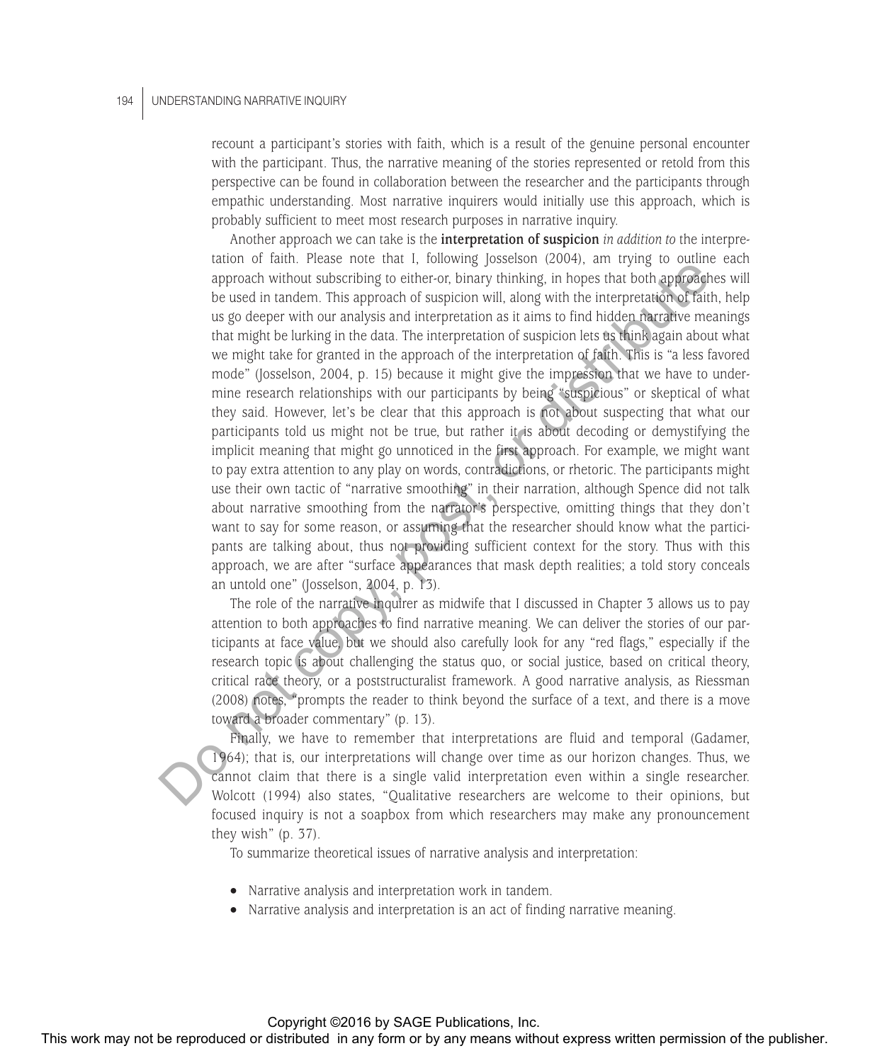recount a participant's stories with faith, which is a result of the genuine personal encounter with the participant. Thus, the narrative meaning of the stories represented or retold from this perspective can be found in collaboration between the researcher and the participants through empathic understanding. Most narrative inquirers would initially use this approach, which is probably sufficient to meet most research purposes in narrative inquiry.

Another approach we can take is the **interpretation of suspicion** *in addition to* the interpretation of faith. Please note that I, following Josselson (2004), am trying to outline each approach without subscribing to either-or, binary thinking, in hopes that both approaches will be used in tandem. This approach of suspicion will, along with the interpretation of faith, help us go deeper with our analysis and interpretation as it aims to find hidden narrative meanings that might be lurking in the data. The interpretation of suspicion lets us think again about what we might take for granted in the approach of the interpretation of faith. This is "a less favored mode" (Josselson, 2004, p. 15) because it might give the impression that we have to undermine research relationships with our participants by being "suspicious" or skeptical of what they said. However, let's be clear that this approach is not about suspecting that what our participants told us might not be true, but rather it is about decoding or demystifying the implicit meaning that might go unnoticed in the first approach. For example, we might want to pay extra attention to any play on words, contradictions, or rhetoric. The participants might use their own tactic of "narrative smoothing" in their narration, although Spence did not talk about narrative smoothing from the narrator's perspective, omitting things that they don't want to say for some reason, or assuming that the researcher should know what the participants are talking about, thus not providing sufficient context for the story. Thus with this approach, we are after "surface appearances that mask depth realities; a told story conceals an untold one" (Josselson, 2004, p. 13).

The role of the narrative inquirer as midwife that I discussed in Chapter 3 allows us to pay attention to both approaches to find narrative meaning. We can deliver the stories of our participants at face value, but we should also carefully look for any "red flags," especially if the research topic is about challenging the status quo, or social justice, based on critical theory, critical race theory, or a poststructuralist framework. A good narrative analysis, as Riessman (2008) notes, "prompts the reader to think beyond the surface of a text, and there is a move toward a broader commentary" (p. 13).

Finally, we have to remember that interpretations are fluid and temporal (Gadamer, 1964); that is, our interpretations will change over time as our horizon changes. Thus, we cannot claim that there is a single valid interpretation even within a single researcher. Wolcott (1994) also states, "Qualitative researchers are welcome to their opinions, but focused inquiry is not a soapbox from which researchers may make any pronouncement they wish" (p. 37).

To summarize theoretical issues of narrative analysis and interpretation:

- Narrative analysis and interpretation work in tandem.
- Narrative analysis and interpretation is an act of finding narrative meaning.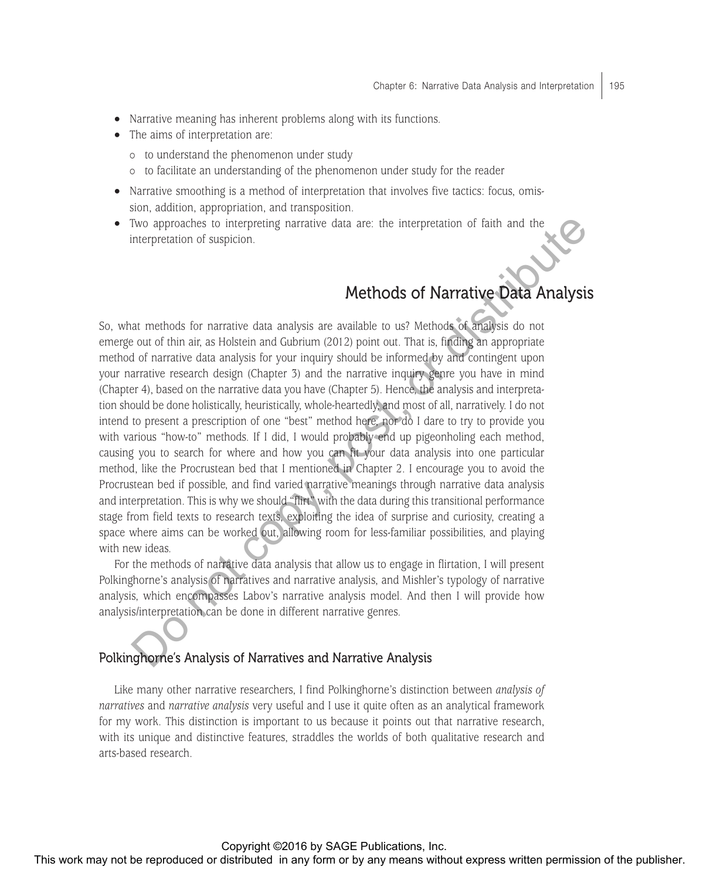- Narrative meaning has inherent problems along with its functions.
- The aims of interpretation are:
  - to understand the phenomenon under study
  - to facilitate an understanding of the phenomenon under study for the reader
- Narrative smoothing is a method of interpretation that involves five tactics: focus, omission, addition, appropriation, and transposition.
- Two approaches to interpreting narrative data are: the interpretation of faith and the interpretation of suspicion.

## Methods of Narrative Data Analysis

So, what methods for narrative data analysis are available to us? Methods of analysis do not emerge out of thin air, as Holstein and Gubrium (2012) point out. That is, finding an appropriate method of narrative data analysis for your inquiry should be informed by and contingent upon your narrative research design (Chapter 3) and the narrative inquiry genre you have in mind (Chapter 4), based on the narrative data you have (Chapter 5). Hence, the analysis and interpretation should be done holistically, heuristically, whole-heartedly, and most of all, narratively. I do not intend to present a prescription of one "best" method here, nor do I dare to try to provide you with various "how-to" methods. If I did, I would probably end up pigeonholing each method, causing you to search for where and how you can fit your data analysis into one particular method, like the Procrustean bed that I mentioned in Chapter 2. I encourage you to avoid the Procrustean bed if possible, and find varied narrative meanings through narrative data analysis and interpretation. This is why we should "flirt" with the data during this transitional performance stage from field texts to research texts, exploiting the idea of surprise and curiosity, creating a space where aims can be worked out, allowing room for less-familiar possibilities, and playing with new ideas.

For the methods of narrative data analysis that allow us to engage in flirtation, I will present Polkinghorne's analysis of narratives and narrative analysis, and Mishler's typology of narrative analysis, which encompasses Labov's narrative analysis model. And then I will provide how analysis/interpretation can be done in different narrative genres.

### Polkinghorne's Analysis of Narratives and Narrative Analysis

Like many other narrative researchers, I find Polkinghorne's distinction between *analysis of narratives* and *narrative analysis* very useful and I use it quite often as an analytical framework for my work. This distinction is important to us because it points out that narrative research, with its unique and distinctive features, straddles the worlds of both qualitative research and arts-based research.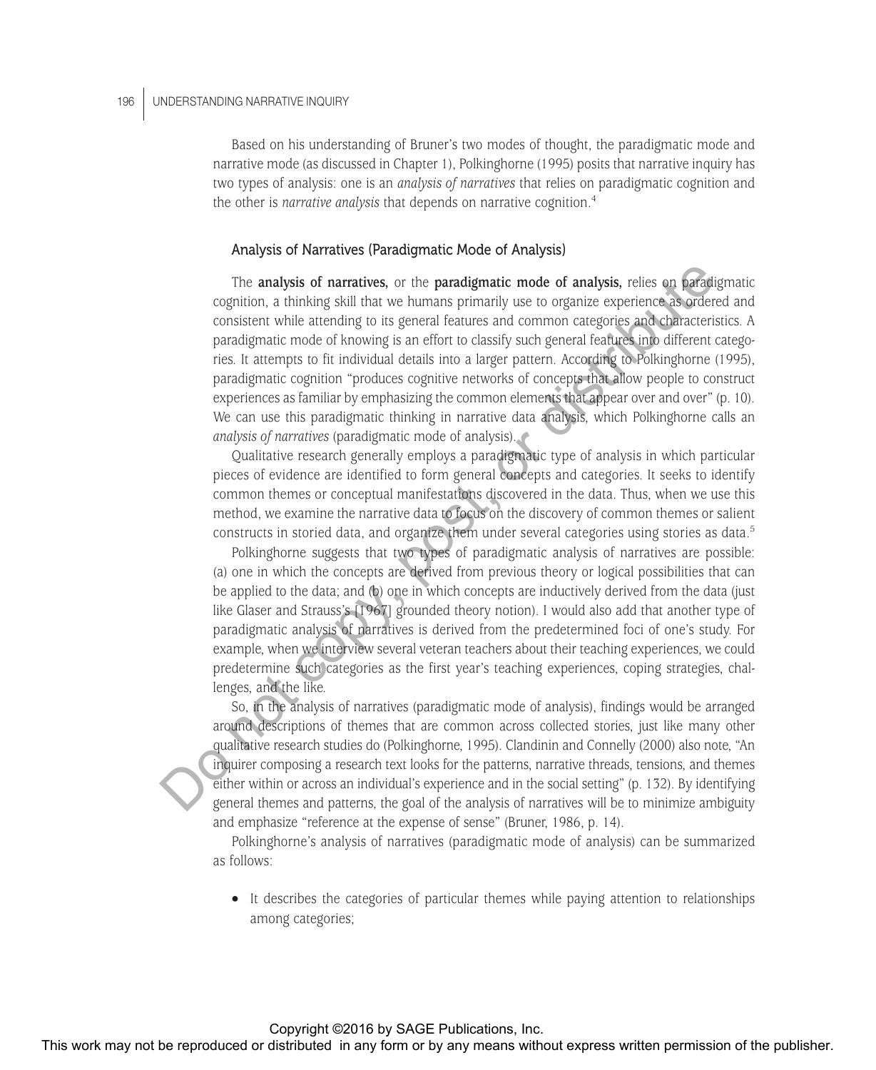Based on his understanding of Bruner's two modes of thought, the paradigmatic mode and narrative mode (as discussed in Chapter 1), Polkinghorne (1995) posits that narrative inquiry has two types of analysis: one is an *analysis of narratives* that relies on paradigmatic cognition and the other is *narrative analysis* that depends on narrative cognition.[4]

### Analysis of Narratives (Paradigmatic Mode of Analysis)

The **analysis of narratives,** or the **paradigmatic mode of analysis,** relies on paradigmatic cognition, a thinking skill that we humans primarily use to organize experience as ordered and consistent while attending to its general features and common categories and characteristics. A paradigmatic mode of knowing is an effort to classify such general features into different categories. It attempts to fit individual details into a larger pattern. According to Polkinghorne (1995), paradigmatic cognition "produces cognitive networks of concepts that allow people to construct experiences as familiar by emphasizing the common elements that appear over and over" (p. 10). We can use this paradigmatic thinking in narrative data analysis, which Polkinghorne calls an *analysis of narratives* (paradigmatic mode of analysis).

Qualitative research generally employs a paradigmatic type of analysis in which particular pieces of evidence are identified to form general concepts and categories. It seeks to identify common themes or conceptual manifestations discovered in the data. Thus, when we use this method, we examine the narrative data to focus on the discovery of common themes or salient constructs in storied data, and organize them under several categories using stories as data.[5]

Polkinghorne suggests that two types of paradigmatic analysis of narratives are possible: (a) one in which the concepts are derived from previous theory or logical possibilities that can be applied to the data; and (b) one in which concepts are inductively derived from the data (just like Glaser and Strauss's [1967] grounded theory notion). I would also add that another type of paradigmatic analysis of narratives is derived from the predetermined foci of one's study. For example, when we interview several veteran teachers about their teaching experiences, we could predetermine such categories as the first year's teaching experiences, coping strategies, challenges, and the like.

So, in the analysis of narratives (paradigmatic mode of analysis), findings would be arranged around descriptions of themes that are common across collected stories, just like many other qualitative research studies do (Polkinghorne, 1995). Clandinin and Connelly (2000) also note, "An inquirer composing a research text looks for the patterns, narrative threads, tensions, and themes either within or across an individual's experience and in the social setting" (p. 132). By identifying general themes and patterns, the goal of the analysis of narratives will be to minimize ambiguity and emphasize "reference at the expense of sense" (Bruner, 1986, p. 14).

Polkinghorne's analysis of narratives (paradigmatic mode of analysis) can be summarized as follows:

- It describes the categories of particular themes while paying attention to relationships among categories;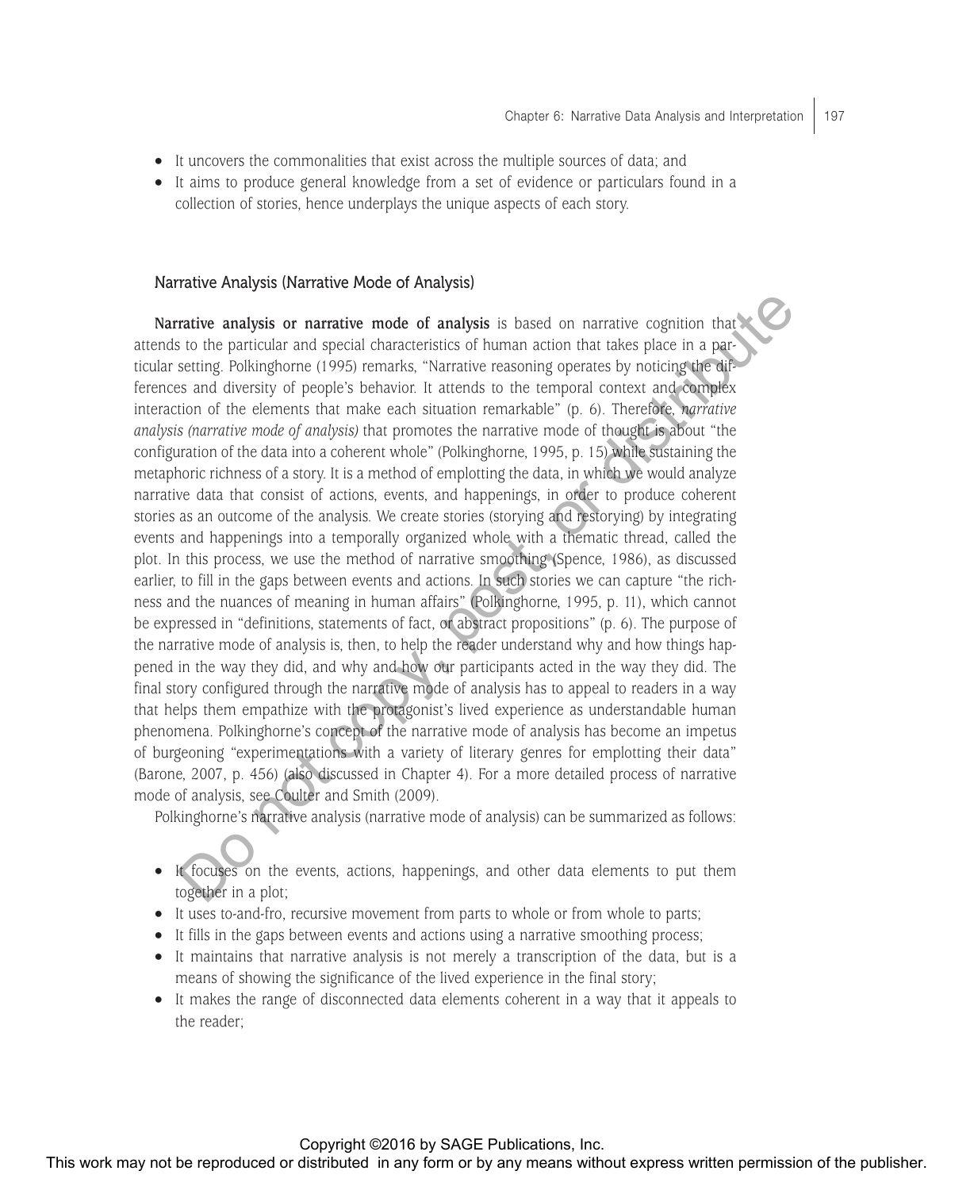- It uncovers the commonalities that exist across the multiple sources of data; and
- It aims to produce general knowledge from a set of evidence or particulars found in a collection of stories, hence underplays the unique aspects of each story.

### Narrative Analysis (Narrative Mode of Analysis)

**Narrative analysis or narrative mode of analysis** is based on narrative cognition that attends to the particular and special characteristics of human action that takes place in a particular setting. Polkinghorne (1995) remarks, "Narrative reasoning operates by noticing the differences and diversity of people's behavior. It attends to the temporal context and complex interaction of the elements that make each situation remarkable" (p. 6). Therefore, *narrative analysis (narrative mode of analysis)* that promotes the narrative mode of thought is about "the configuration of the data into a coherent whole" (Polkinghorne, 1995, p. 15) while sustaining the metaphoric richness of a story. It is a method of emplotting the data, in which we would analyze narrative data that consist of actions, events, and happenings, in order to produce coherent stories as an outcome of the analysis. We create stories (storying and restorying) by integrating events and happenings into a temporally organized whole with a thematic thread, called the plot. In this process, we use the method of narrative smoothing (Spence, 1986), as discussed earlier, to fill in the gaps between events and actions. In such stories we can capture "the richness and the nuances of meaning in human affairs" (Polkinghorne, 1995, p. 11), which cannot be expressed in "definitions, statements of fact, or abstract propositions" (p. 6). The purpose of the narrative mode of analysis is, then, to help the reader understand why and how things happened in the way they did, and why and how our participants acted in the way they did. The final story configured through the narrative mode of analysis has to appeal to readers in a way that helps them empathize with the protagonist's lived experience as understandable human phenomena. Polkinghorne's concept of the narrative mode of analysis has become an impetus of burgeoning "experimentations with a variety of literary genres for emplotting their data" (Barone, 2007, p. 456) (also discussed in Chapter 4). For a more detailed process of narrative mode of analysis, see Coulter and Smith (2009).

Polkinghorne's narrative analysis (narrative mode of analysis) can be summarized as follows:

- It focuses on the events, actions, happenings, and other data elements to put them together in a plot;
- It uses to-and-fro, recursive movement from parts to whole or from whole to parts;
- It fills in the gaps between events and actions using a narrative smoothing process;
- It maintains that narrative analysis is not merely a transcription of the data, but is a means of showing the significance of the lived experience in the final story;
- It makes the range of disconnected data elements coherent in a way that it appeals to the reader;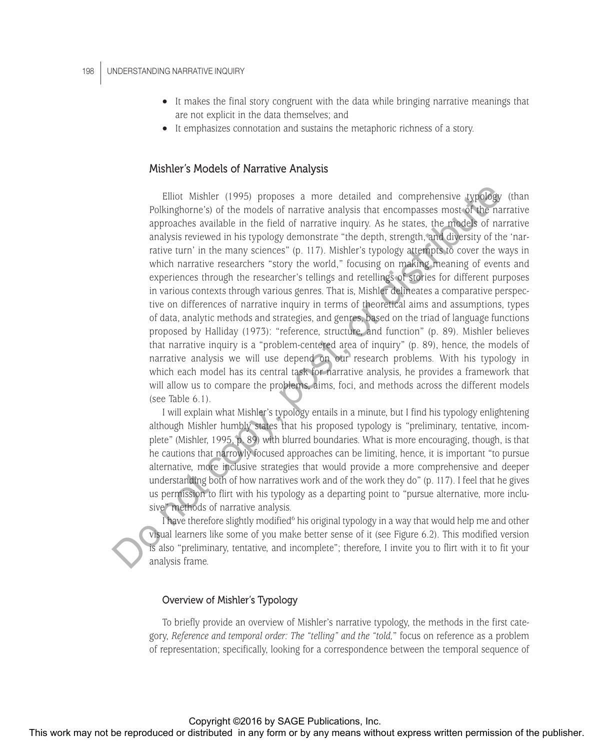- It makes the final story congruent with the data while bringing narrative meanings that are not explicit in the data themselves; and
- It emphasizes connotation and sustains the metaphoric richness of a story.

## Mishler's Models of Narrative Analysis

Elliot Mishler (1995) proposes a more detailed and comprehensive typology (than Polkinghorne's) of the models of narrative analysis that encompasses most of the narrative approaches available in the field of narrative inquiry. As he states, the models of narrative analysis reviewed in his typology demonstrate "the depth, strength, and diversity of the 'narrative turn' in the many sciences" (p. 117). Mishler's typology attempts to cover the ways in which narrative researchers "story the world," focusing on making meaning of events and experiences through the researcher's tellings and retellings of stories for different purposes in various contexts through various genres. That is, Mishler delineates a comparative perspective on differences of narrative inquiry in terms of theoretical aims and assumptions, types of data, analytic methods and strategies, and genres, based on the triad of language functions proposed by Halliday (1973): "reference, structure, and function" (p. 89). Mishler believes that narrative inquiry is a "problem-centered area of inquiry" (p. 89), hence, the models of narrative analysis we will use depend on our research problems. With his typology in which each model has its central task for narrative analysis, he provides a framework that will allow us to compare the problems, aims, foci, and methods across the different models (see Table 6.1).

I will explain what Mishler's typology entails in a minute, but I find his typology enlightening although Mishler humbly states that his proposed typology is "preliminary, tentative, incomplete" (Mishler, 1995, p. 89) with blurred boundaries. What is more encouraging, though, is that he cautions that narrowly focused approaches can be limiting, hence, it is important "to pursue alternative, more inclusive strategies that would provide a more comprehensive and deeper understanding both of how narratives work and of the work they do" (p. 117). I feel that he gives us permission to flirt with his typology as a departing point to "pursue alternative, more inclusive" methods of narrative analysis.

I have therefore slightly modified[6] his original typology in a way that would help me and other visual learners like some of you make better sense of it (see Figure 6.2). This modified version is also "preliminary, tentative, and incomplete"; therefore, I invite you to flirt with it to fit your analysis frame.

### Overview of Mishler's Typology

To briefly provide an overview of Mishler's narrative typology, the methods in the first category, *Reference and temporal order: The "telling" and the "told,"* focus on reference as a problem of representation; specifically, looking for a correspondence between the temporal sequence of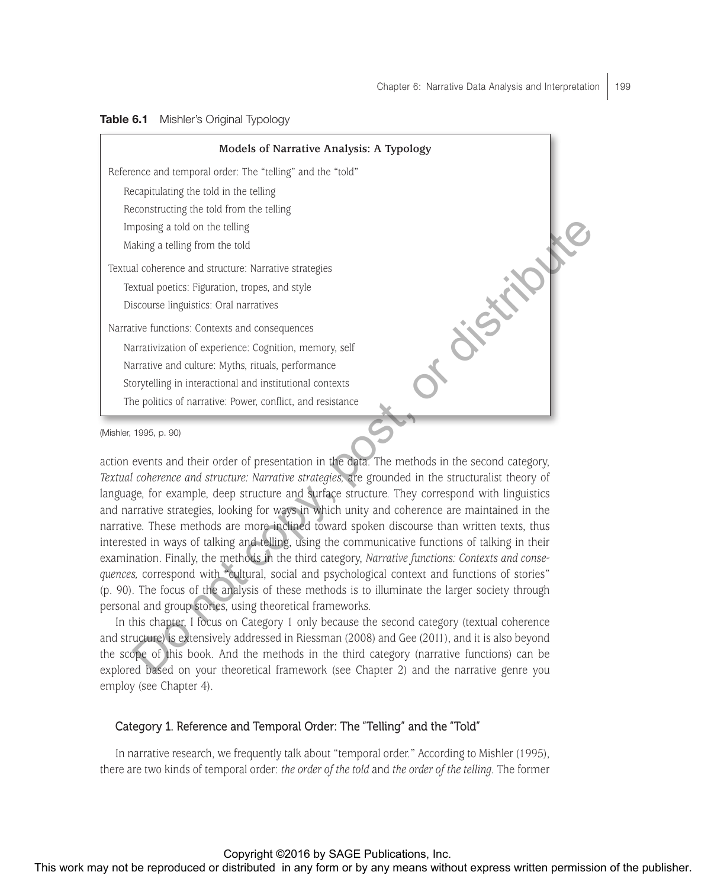**Table 6.1** Mishler's Original Typology

| Models of Narrative Analysis: A Typology |
|---|
| Reference and temporal order: The "telling" and the "told" |
| Recapitulating the told in the telling |
| Reconstructing the told from the telling |
| Imposing a told on the telling |
| Making a telling from the told |
| Textual coherence and structure: Narrative strategies |
| Textual poetics: Figuration, tropes, and style |
| Discourse linguistics: Oral narratives |
| Narrative functions: Contexts and consequences |
| Narrativization of experience: Cognition, memory, self |
| Narrative and culture: Myths, rituals, performance |
| Storytelling in interactional and institutional contexts |
| The politics of narrative: Power, conflict, and resistance |

(Mishler, 1995, p. 90)

action events and their order of presentation in the data. The methods in the second category, *Textual coherence and structure: Narrative strategies,* are grounded in the structuralist theory of language, for example, deep structure and surface structure. They correspond with linguistics and narrative strategies, looking for ways in which unity and coherence are maintained in the narrative. These methods are more inclined toward spoken discourse than written texts, thus interested in ways of talking and telling, using the communicative functions of talking in their examination. Finally, the methods in the third category, *Narrative functions: Contexts and consequences,* correspond with "cultural, social and psychological context and functions of stories" (p. 90). The focus of the analysis of these methods is to illuminate the larger society through personal and group stories, using theoretical frameworks.

In this chapter, I focus on Category 1 only because the second category (textual coherence and structure) is extensively addressed in Riessman (2008) and Gee (2011), and it is also beyond the scope of this book. And the methods in the third category (narrative functions) can be explored based on your theoretical framework (see Chapter 2) and the narrative genre you employ (see Chapter 4).

### Category 1. Reference and Temporal Order: The "Telling" and the "Told"

In narrative research, we frequently talk about "temporal order." According to Mishler (1995), there are two kinds of temporal order: *the order of the told* and *the order of the telling*. The former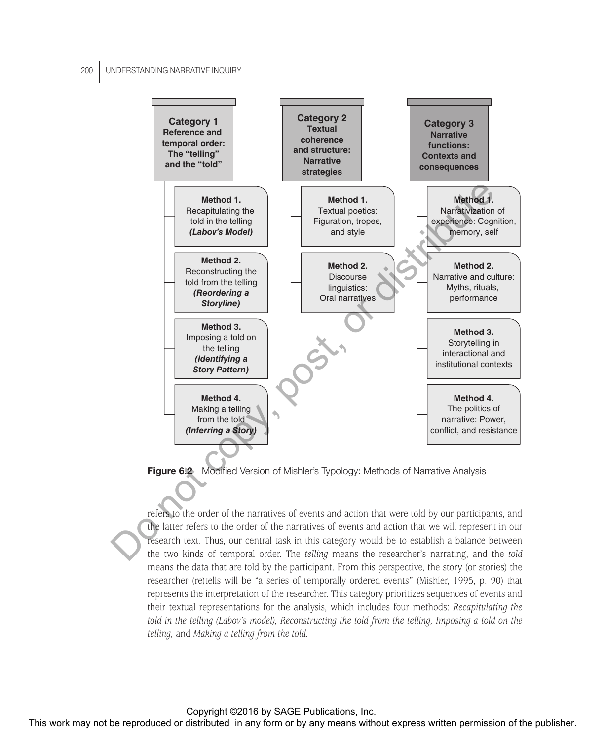Category 1
Reference and temporal order: The "telling" and the "told"

Method 1.
Recapitulating the told in the telling
***(Labov's Model)***

Method 2.
Reconstructing the told from the telling
***(Reordering a Storyline)***

Method 3.
Imposing a told on the telling
***(Identifying a Story Pattern)***

Method 4.
Making a telling from the told
***(Inferring a Story)***

Category 2
Textual coherence and structure: Narrative strategies

Method 1.
Textual poetics: Figuration, tropes, and style

Method 2.
Discourse linguistics: Oral narratives

Category 3
Narrative functions: Contexts and consequences

Method 1.
Narrativization of experience: Cognition, memory, self

Method 2.
Narrative and culture: Myths, rituals, performance

Method 3.
Storytelling in interactional and institutional contexts

Method 4.
The politics of narrative: Power, conflict, and resistance

**Figure 6.2** Modified Version of Mishler's Typology: Methods of Narrative Analysis

refers to the order of the narratives of events and action that were told by our participants, and the latter refers to the order of the narratives of events and action that we will represent in our research text. Thus, our central task in this category would be to establish a balance between the two kinds of temporal order. The *telling* means the researcher's narrating, and the *told* means the data that are told by the participant. From this perspective, the story (or stories) the researcher (re)tells will be "a series of temporally ordered events" (Mishler, 1995, p. 90) that represents the interpretation of the researcher. This category prioritizes sequences of events and their textual representations for the analysis, which includes four methods: *Recapitulating the told in the telling (Labov's model), Reconstructing the told from the telling, Imposing a told on the telling,* and *Making a telling from the told.*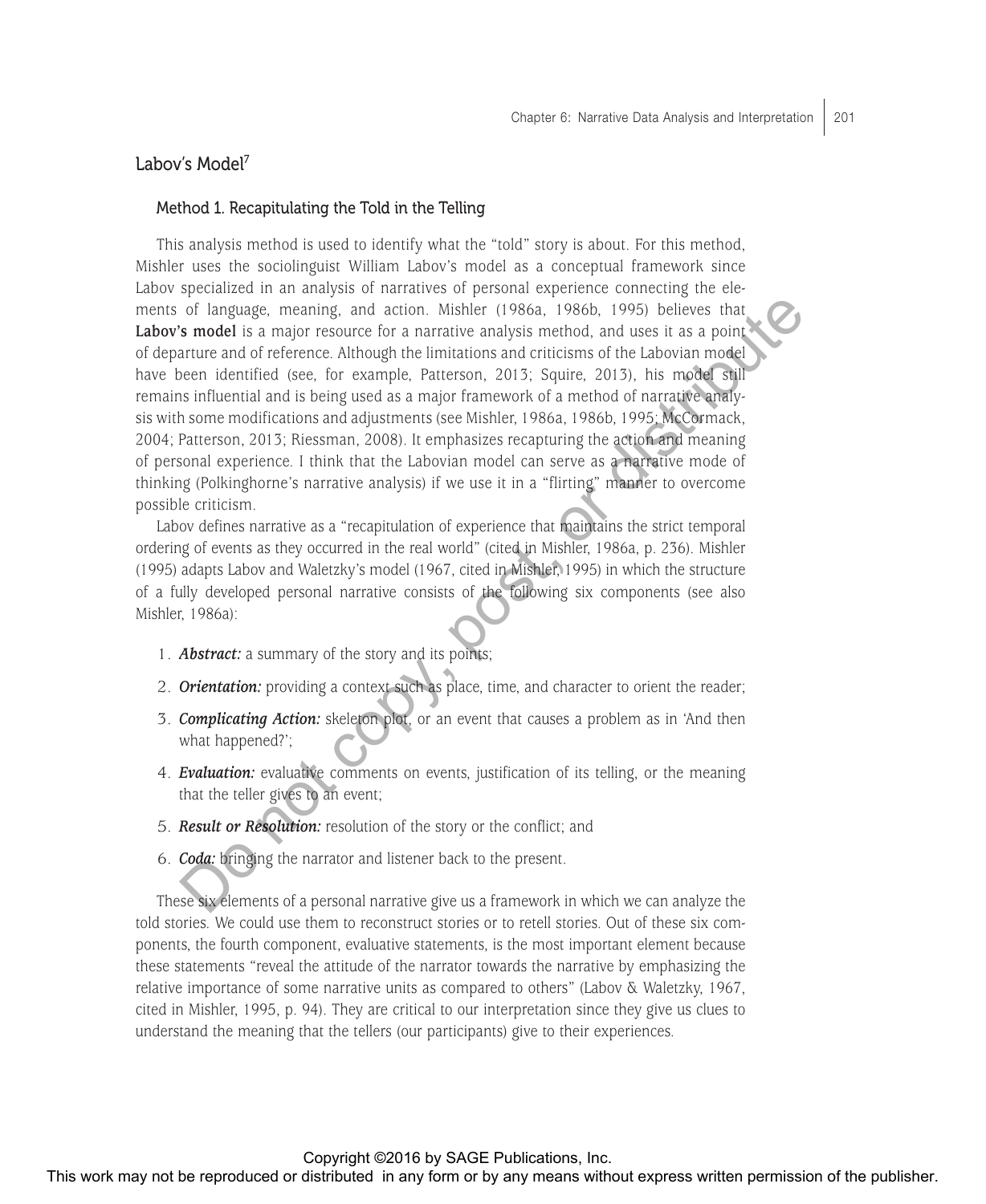## Labov's Model[7]

### Method 1. Recapitulating the Told in the Telling

This analysis method is used to identify what the "told" story is about. For this method, Mishler uses the sociolinguist William Labov's model as a conceptual framework since Labov specialized in an analysis of narratives of personal experience connecting the elements of language, meaning, and action. Mishler (1986a, 1986b, 1995) believes that **Labov's model** is a major resource for a narrative analysis method, and uses it as a point of departure and of reference. Although the limitations and criticisms of the Labovian model have been identified (see, for example, Patterson, 2013; Squire, 2013), his model still remains influential and is being used as a major framework of a method of narrative analysis with some modifications and adjustments (see Mishler, 1986a, 1986b, 1995; McCormack, 2004; Patterson, 2013; Riessman, 2008). It emphasizes recapturing the action and meaning of personal experience. I think that the Labovian model can serve as a narrative mode of thinking (Polkinghorne's narrative analysis) if we use it in a "flirting" manner to overcome possible criticism.

Labov defines narrative as a "recapitulation of experience that maintains the strict temporal ordering of events as they occurred in the real world" (cited in Mishler, 1986a, p. 236). Mishler (1995) adapts Labov and Waletzky's model (1967, cited in Mishler, 1995) in which the structure of a fully developed personal narrative consists of the following six components (see also Mishler, 1986a):

1. ***Abstract:*** a summary of the story and its points;
2. ***Orientation:*** providing a context such as place, time, and character to orient the reader;
3. ***Complicating Action:*** skeleton plot, or an event that causes a problem as in 'And then what happened?';
4. ***Evaluation:*** evaluative comments on events, justification of its telling, or the meaning that the teller gives to an event;
5. ***Result or Resolution:*** resolution of the story or the conflict; and
6. ***Coda:*** bringing the narrator and listener back to the present.

These six elements of a personal narrative give us a framework in which we can analyze the told stories. We could use them to reconstruct stories or to retell stories. Out of these six components, the fourth component, evaluative statements, is the most important element because these statements "reveal the attitude of the narrator towards the narrative by emphasizing the relative importance of some narrative units as compared to others" (Labov & Waletzky, 1967, cited in Mishler, 1995, p. 94). They are critical to our interpretation since they give us clues to understand the meaning that the tellers (our participants) give to their experiences.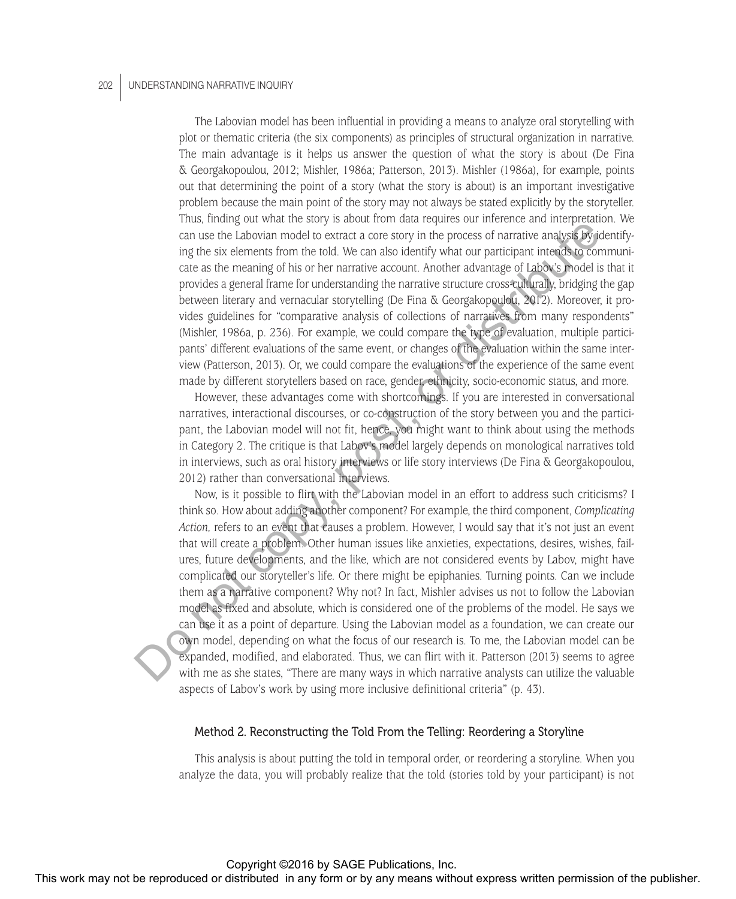The Labovian model has been influential in providing a means to analyze oral storytelling with plot or thematic criteria (the six components) as principles of structural organization in narrative. The main advantage is it helps us answer the question of what the story is about (De Fina & Georgakopoulou, 2012; Mishler, 1986a; Patterson, 2013). Mishler (1986a), for example, points out that determining the point of a story (what the story is about) is an important investigative problem because the main point of the story may not always be stated explicitly by the storyteller. Thus, finding out what the story is about from data requires our inference and interpretation. We can use the Labovian model to extract a core story in the process of narrative analysis by identifying the six elements from the told. We can also identify what our participant intends to communicate as the meaning of his or her narrative account. Another advantage of Labov's model is that it provides a general frame for understanding the narrative structure cross-culturally, bridging the gap between literary and vernacular storytelling (De Fina & Georgakopoulou, 2012). Moreover, it provides guidelines for "comparative analysis of collections of narratives from many respondents" (Mishler, 1986a, p. 236). For example, we could compare the type of evaluation, multiple participants' different evaluations of the same event, or changes of the evaluation within the same interview (Patterson, 2013). Or, we could compare the evaluations of the experience of the same event made by different storytellers based on race, gender, ethnicity, socio-economic status, and more.

However, these advantages come with shortcomings. If you are interested in conversational narratives, interactional discourses, or co-construction of the story between you and the participant, the Labovian model will not fit, hence, you might want to think about using the methods in Category 2. The critique is that Labov's model largely depends on monological narratives told in interviews, such as oral history interviews or life story interviews (De Fina & Georgakopoulou, 2012) rather than conversational interviews.

Now, is it possible to flirt with the Labovian model in an effort to address such criticisms? I think so. How about adding another component? For example, the third component, *Complicating Action,* refers to an event that causes a problem. However, I would say that it's not just an event that will create a problem. Other human issues like anxieties, expectations, desires, wishes, failures, future developments, and the like, which are not considered events by Labov, might have complicated our storyteller's life. Or there might be epiphanies. Turning points. Can we include them as a narrative component? Why not? In fact, Mishler advises us not to follow the Labovian model as fixed and absolute, which is considered one of the problems of the model. He says we can use it as a point of departure. Using the Labovian model as a foundation, we can create our own model, depending on what the focus of our research is. To me, the Labovian model can be expanded, modified, and elaborated. Thus, we can flirt with it. Patterson (2013) seems to agree with me as she states, "There are many ways in which narrative analysts can utilize the valuable aspects of Labov's work by using more inclusive definitional criteria" (p. 43).

### Method 2. Reconstructing the Told From the Telling: Reordering a Storyline

This analysis is about putting the told in temporal order, or reordering a storyline. When you analyze the data, you will probably realize that the told (stories told by your participant) is not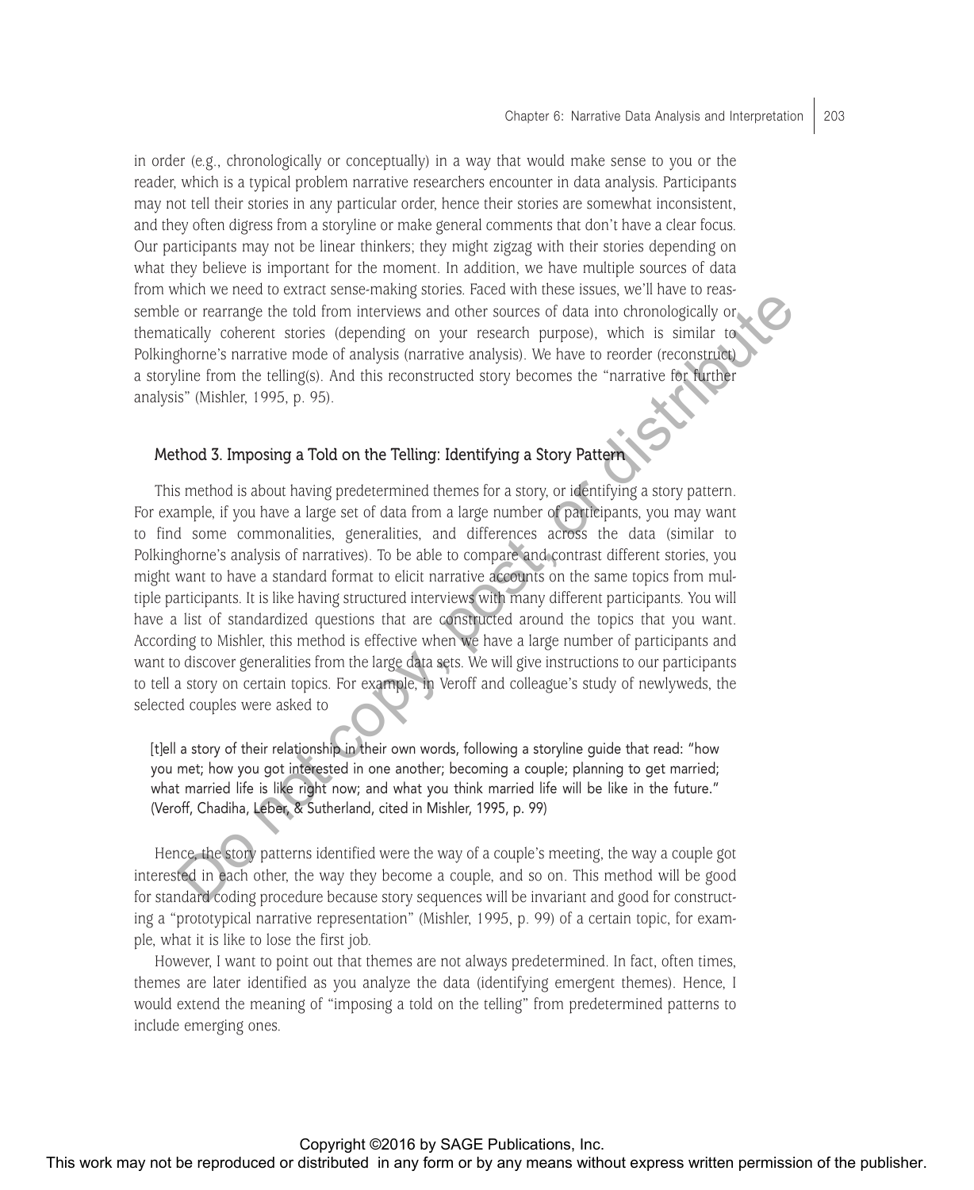in order (e.g., chronologically or conceptually) in a way that would make sense to you or the reader, which is a typical problem narrative researchers encounter in data analysis. Participants may not tell their stories in any particular order, hence their stories are somewhat inconsistent, and they often digress from a storyline or make general comments that don't have a clear focus. Our participants may not be linear thinkers; they might zigzag with their stories depending on what they believe is important for the moment. In addition, we have multiple sources of data from which we need to extract sense-making stories. Faced with these issues, we'll have to reassemble or rearrange the told from interviews and other sources of data into chronologically or thematically coherent stories (depending on your research purpose), which is similar to Polkinghorne's narrative mode of analysis (narrative analysis). We have to reorder (reconstruct) a storyline from the telling(s). And this reconstructed story becomes the "narrative for further analysis" (Mishler, 1995, p. 95).

### Method 3. Imposing a Told on the Telling: Identifying a Story Pattern

This method is about having predetermined themes for a story, or identifying a story pattern. For example, if you have a large set of data from a large number of participants, you may want to find some commonalities, generalities, and differences across the data (similar to Polkinghorne's analysis of narratives). To be able to compare and contrast different stories, you might want to have a standard format to elicit narrative accounts on the same topics from multiple participants. It is like having structured interviews with many different participants. You will have a list of standardized questions that are constructed around the topics that you want. According to Mishler, this method is effective when we have a large number of participants and want to discover generalities from the large data sets. We will give instructions to our participants to tell a story on certain topics. For example, in Veroff and colleague's study of newlyweds, the selected couples were asked to

> [t]ell a story of their relationship in their own words, following a storyline guide that read: "how you met; how you got interested in one another; becoming a couple; planning to get married; what married life is like right now; and what you think married life will be like in the future." (Veroff, Chadiha, Leber, & Sutherland, cited in Mishler, 1995, p. 99)

Hence, the story patterns identified were the way of a couple's meeting, the way a couple got interested in each other, the way they become a couple, and so on. This method will be good for standard coding procedure because story sequences will be invariant and good for constructing a "prototypical narrative representation" (Mishler, 1995, p. 99) of a certain topic, for example, what it is like to lose the first job.

However, I want to point out that themes are not always predetermined. In fact, often times, themes are later identified as you analyze the data (identifying emergent themes). Hence, I would extend the meaning of "imposing a told on the telling" from predetermined patterns to include emerging ones.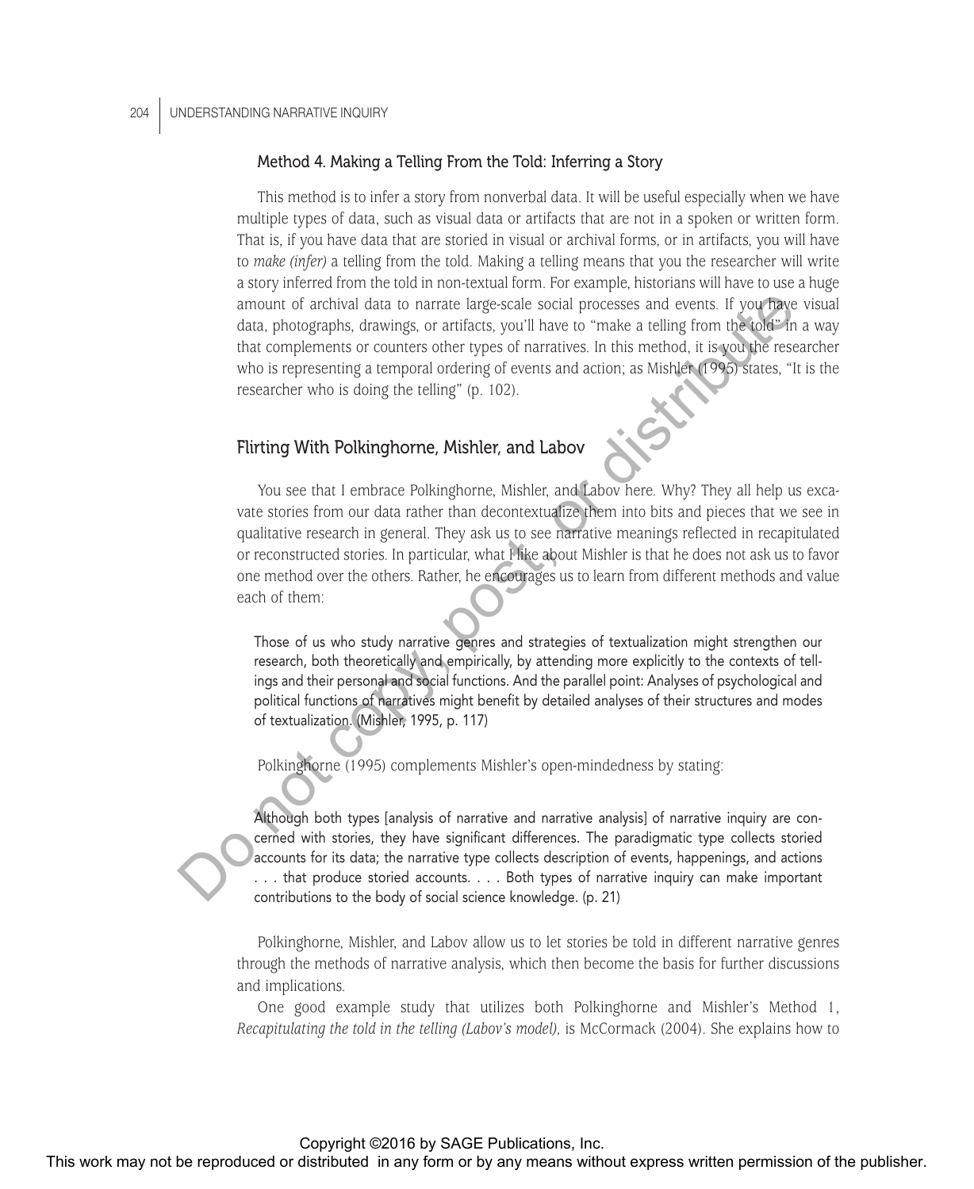### Method 4. Making a Telling From the Told: Inferring a Story

This method is to infer a story from nonverbal data. It will be useful especially when we have multiple types of data, such as visual data or artifacts that are not in a spoken or written form. That is, if you have data that are storied in visual or archival forms, or in artifacts, you will have to *make (infer)* a telling from the told. Making a telling means that you the researcher will write a story inferred from the told in non-textual form. For example, historians will have to use a huge amount of archival data to narrate large-scale social processes and events. If you have visual data, photographs, drawings, or artifacts, you'll have to "make a telling from the told" in a way that complements or counters other types of narratives. In this method, it is you the researcher who is representing a temporal ordering of events and action; as Mishler (1995) states, "It is the researcher who is doing the telling" (p. 102).

## Flirting With Polkinghorne, Mishler, and Labov

You see that I embrace Polkinghorne, Mishler, and Labov here. Why? They all help us excavate stories from our data rather than decontextualize them into bits and pieces that we see in qualitative research in general. They ask us to see narrative meanings reflected in recapitulated or reconstructed stories. In particular, what I like about Mishler is that he does not ask us to favor one method over the others. Rather, he encourages us to learn from different methods and value each of them:

> Those of us who study narrative genres and strategies of textualization might strengthen our research, both theoretically and empirically, by attending more explicitly to the contexts of tellings and their personal and social functions. And the parallel point: Analyses of psychological and political functions of narratives might benefit by detailed analyses of their structures and modes of textualization. (Mishler, 1995, p. 117)

Polkinghorne (1995) complements Mishler's open-mindedness by stating:

> Although both types [analysis of narrative and narrative analysis] of narrative inquiry are concerned with stories, they have significant differences. The paradigmatic type collects storied accounts for its data; the narrative type collects description of events, happenings, and actions . . . that produce storied accounts. . . . Both types of narrative inquiry can make important contributions to the body of social science knowledge. (p. 21)

Polkinghorne, Mishler, and Labov allow us to let stories be told in different narrative genres through the methods of narrative analysis, which then become the basis for further discussions and implications.

One good example study that utilizes both Polkinghorne and Mishler's Method 1, *Recapitulating the told in the telling (Labov's model),* is McCormack (2004). She explains how to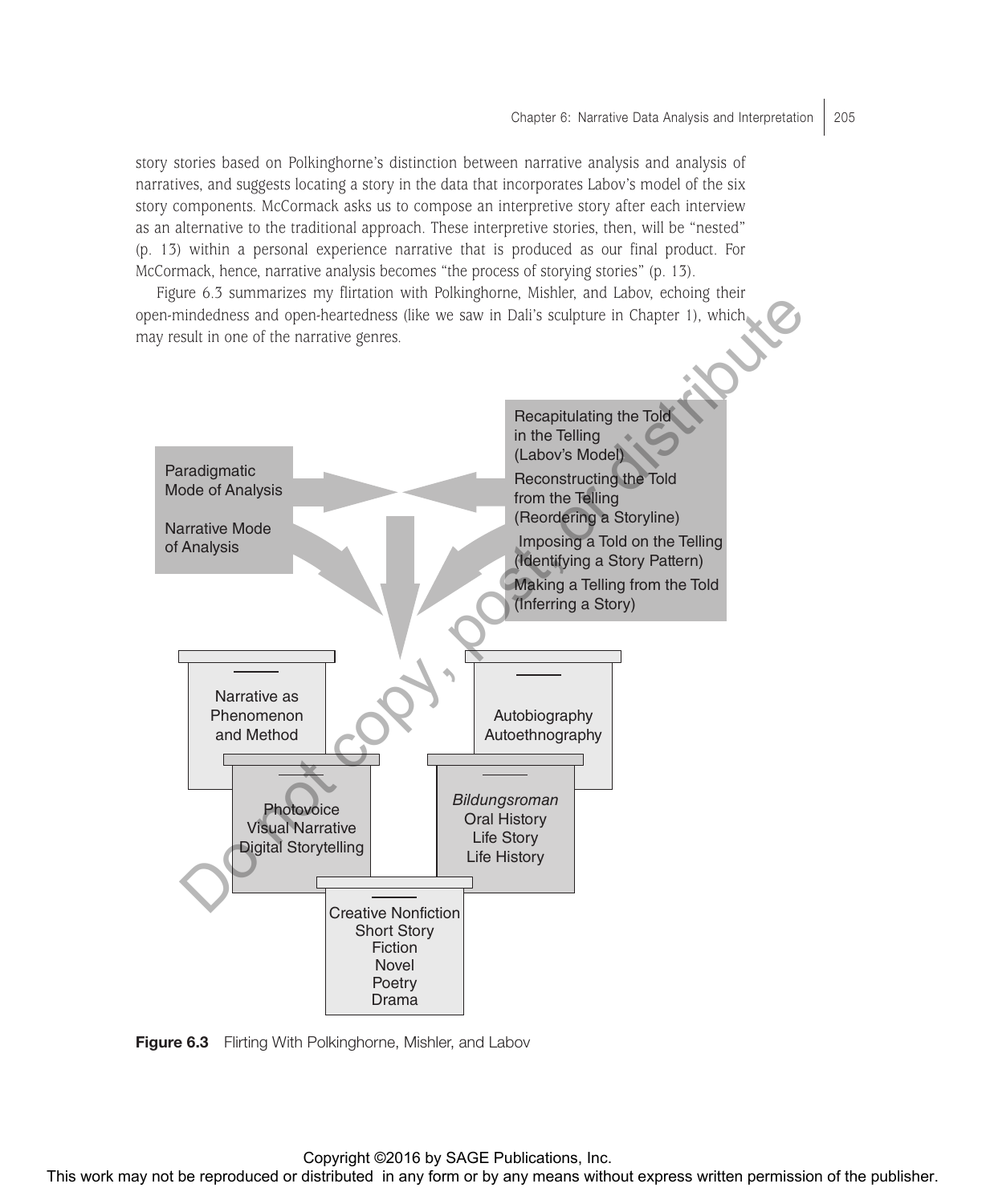story stories based on Polkinghorne's distinction between narrative analysis and analysis of narratives, and suggests locating a story in the data that incorporates Labov's model of the six story components. McCormack asks us to compose an interpretive story after each interview as an alternative to the traditional approach. These interpretive stories, then, will be "nested" (p. 13) within a personal experience narrative that is produced as our final product. For McCormack, hence, narrative analysis becomes "the process of storying stories" (p. 13).

Figure 6.3 summarizes my flirtation with Polkinghorne, Mishler, and Labov, echoing their open-mindedness and open-heartedness (like we saw in Dali's sculpture in Chapter 1), which may result in one of the narrative genres.

Paradigmatic Mode of Analysis

Narrative Mode of Analysis

Recapitulating the Told in the Telling (Labov's Model)

Reconstructing the Told from the Telling (Reordering a Storyline)

Imposing a Told on the Telling (Identifying a Story Pattern)

Making a Telling from the Told (Inferring a Story)

Narrative as Phenomenon and Method

Autobiography Autoethnography

Photovoice Visual Narrative Digital Storytelling

*Bildungsroman* Oral History Life Story Life History

Creative Nonfiction Short Story Fiction Novel Poetry Drama

**Figure 6.3** Flirting With Polkinghorne, Mishler, and Labov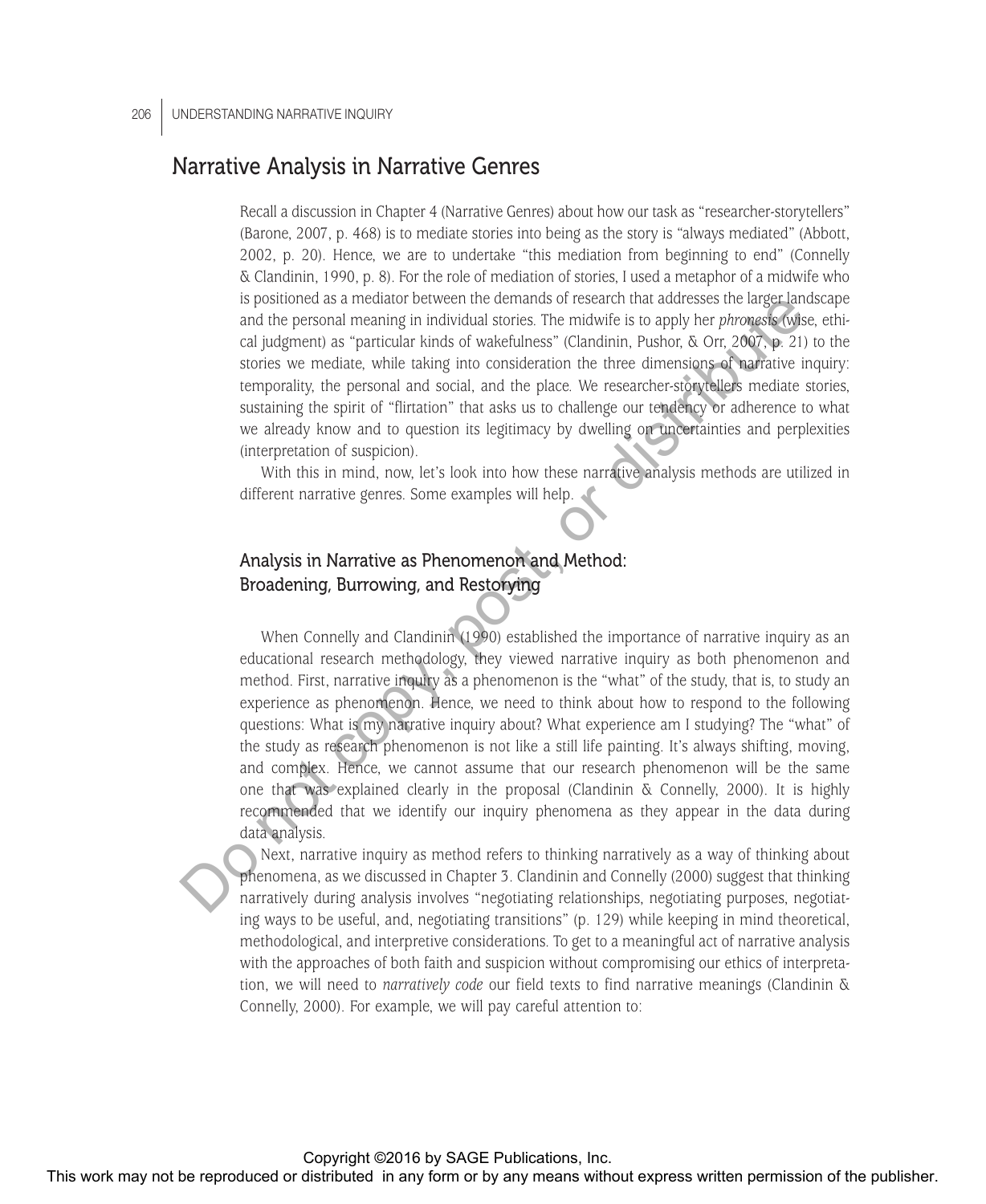## Narrative Analysis in Narrative Genres

Recall a discussion in Chapter 4 (Narrative Genres) about how our task as "researcher-storytellers" (Barone, 2007, p. 468) is to mediate stories into being as the story is "always mediated" (Abbott, 2002, p. 20). Hence, we are to undertake "this mediation from beginning to end" (Connelly & Clandinin, 1990, p. 8). For the role of mediation of stories, I used a metaphor of a midwife who is positioned as a mediator between the demands of research that addresses the larger landscape and the personal meaning in individual stories. The midwife is to apply her *phronesis* (wise, ethical judgment) as "particular kinds of wakefulness" (Clandinin, Pushor, & Orr, 2007, p. 21) to the stories we mediate, while taking into consideration the three dimensions of narrative inquiry: temporality, the personal and social, and the place. We researcher-storytellers mediate stories, sustaining the spirit of "flirtation" that asks us to challenge our tendency or adherence to what we already know and to question its legitimacy by dwelling on uncertainties and perplexities (interpretation of suspicion).

With this in mind, now, let's look into how these narrative analysis methods are utilized in different narrative genres. Some examples will help.

### Analysis in Narrative as Phenomenon and Method: Broadening, Burrowing, and Restorying

When Connelly and Clandinin (1990) established the importance of narrative inquiry as an educational research methodology, they viewed narrative inquiry as both phenomenon and method. First, narrative inquiry as a phenomenon is the "what" of the study, that is, to study an experience as phenomenon. Hence, we need to think about how to respond to the following questions: What is my narrative inquiry about? What experience am I studying? The "what" of the study as research phenomenon is not like a still life painting. It's always shifting, moving, and complex. Hence, we cannot assume that our research phenomenon will be the same one that was explained clearly in the proposal (Clandinin & Connelly, 2000). It is highly recommended that we identify our inquiry phenomena as they appear in the data during data analysis.

Next, narrative inquiry as method refers to thinking narratively as a way of thinking about phenomena, as we discussed in Chapter 3. Clandinin and Connelly (2000) suggest that thinking narratively during analysis involves "negotiating relationships, negotiating purposes, negotiating ways to be useful, and, negotiating transitions" (p. 129) while keeping in mind theoretical, methodological, and interpretive considerations. To get to a meaningful act of narrative analysis with the approaches of both faith and suspicion without compromising our ethics of interpretation, we will need to *narratively code* our field texts to find narrative meanings (Clandinin & Connelly, 2000). For example, we will pay careful attention to: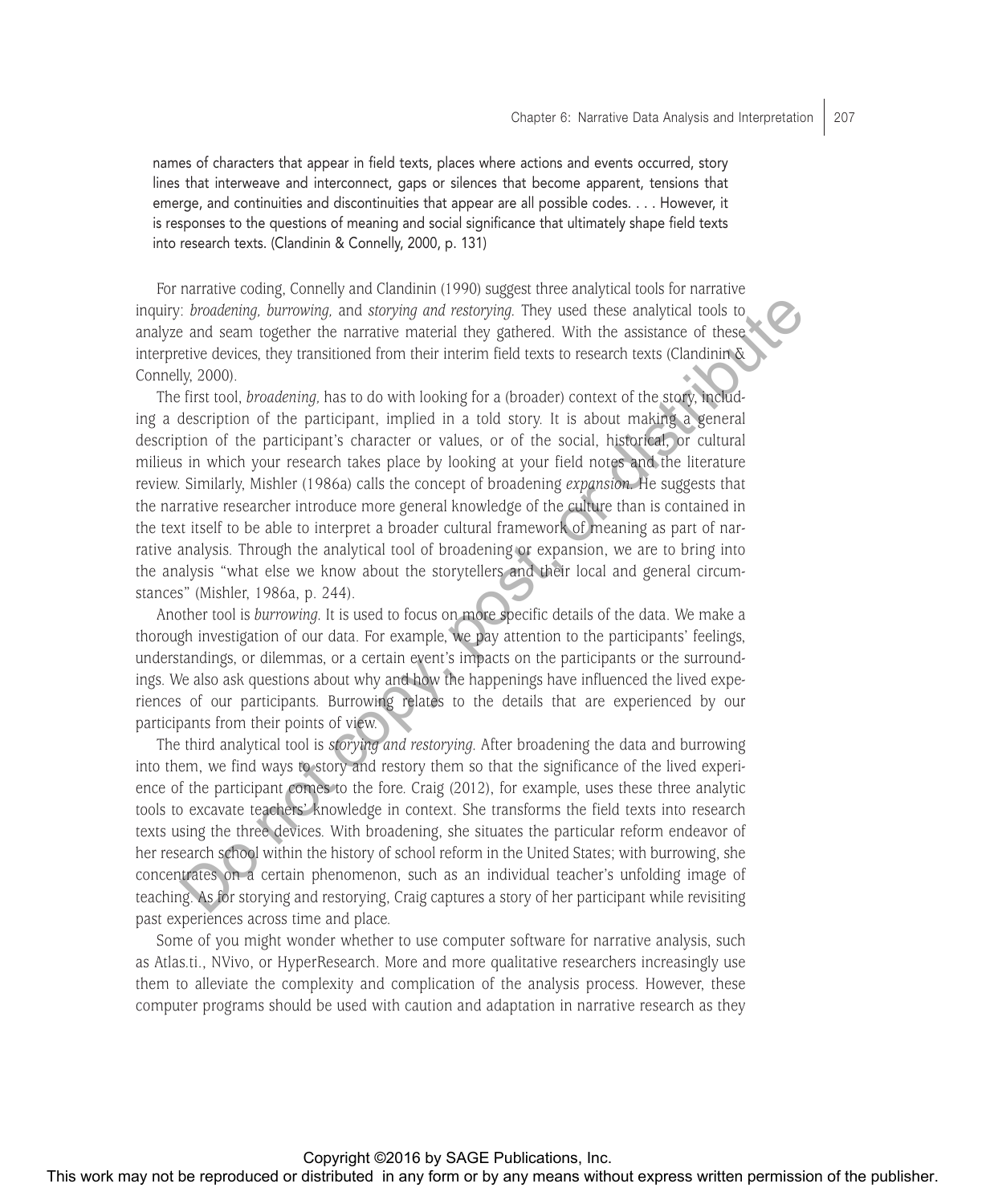names of characters that appear in field texts, places where actions and events occurred, story lines that interweave and interconnect, gaps or silences that become apparent, tensions that emerge, and continuities and discontinuities that appear are all possible codes. . . . However, it is responses to the questions of meaning and social significance that ultimately shape field texts into research texts. (Clandinin & Connelly, 2000, p. 131)

For narrative coding, Connelly and Clandinin (1990) suggest three analytical tools for narrative inquiry: *broadening, burrowing,* and *storying and restorying.* They used these analytical tools to analyze and seam together the narrative material they gathered. With the assistance of these interpretive devices, they transitioned from their interim field texts to research texts (Clandinin & Connelly, 2000).

The first tool, *broadening,* has to do with looking for a (broader) context of the story, including a description of the participant, implied in a told story. It is about making a general description of the participant's character or values, or of the social, historical, or cultural milieus in which your research takes place by looking at your field notes and the literature review. Similarly, Mishler (1986a) calls the concept of broadening *expansion.* He suggests that the narrative researcher introduce more general knowledge of the culture than is contained in the text itself to be able to interpret a broader cultural framework of meaning as part of narrative analysis. Through the analytical tool of broadening or expansion, we are to bring into the analysis "what else we know about the storytellers and their local and general circumstances" (Mishler, 1986a, p. 244).

Another tool is *burrowing.* It is used to focus on more specific details of the data. We make a thorough investigation of our data. For example, we pay attention to the participants' feelings, understandings, or dilemmas, or a certain event's impacts on the participants or the surroundings. We also ask questions about why and how the happenings have influenced the lived experiences of our participants. Burrowing relates to the details that are experienced by our participants from their points of view.

The third analytical tool is *storying and restorying.* After broadening the data and burrowing into them, we find ways to story and restory them so that the significance of the lived experience of the participant comes to the fore. Craig (2012), for example, uses these three analytic tools to excavate teachers' knowledge in context. She transforms the field texts into research texts using the three devices. With broadening, she situates the particular reform endeavor of her research school within the history of school reform in the United States; with burrowing, she concentrates on a certain phenomenon, such as an individual teacher's unfolding image of teaching. As for storying and restorying, Craig captures a story of her participant while revisiting past experiences across time and place.

Some of you might wonder whether to use computer software for narrative analysis, such as Atlas.ti., NVivo, or HyperResearch. More and more qualitative researchers increasingly use them to alleviate the complexity and complication of the analysis process. However, these computer programs should be used with caution and adaptation in narrative research as they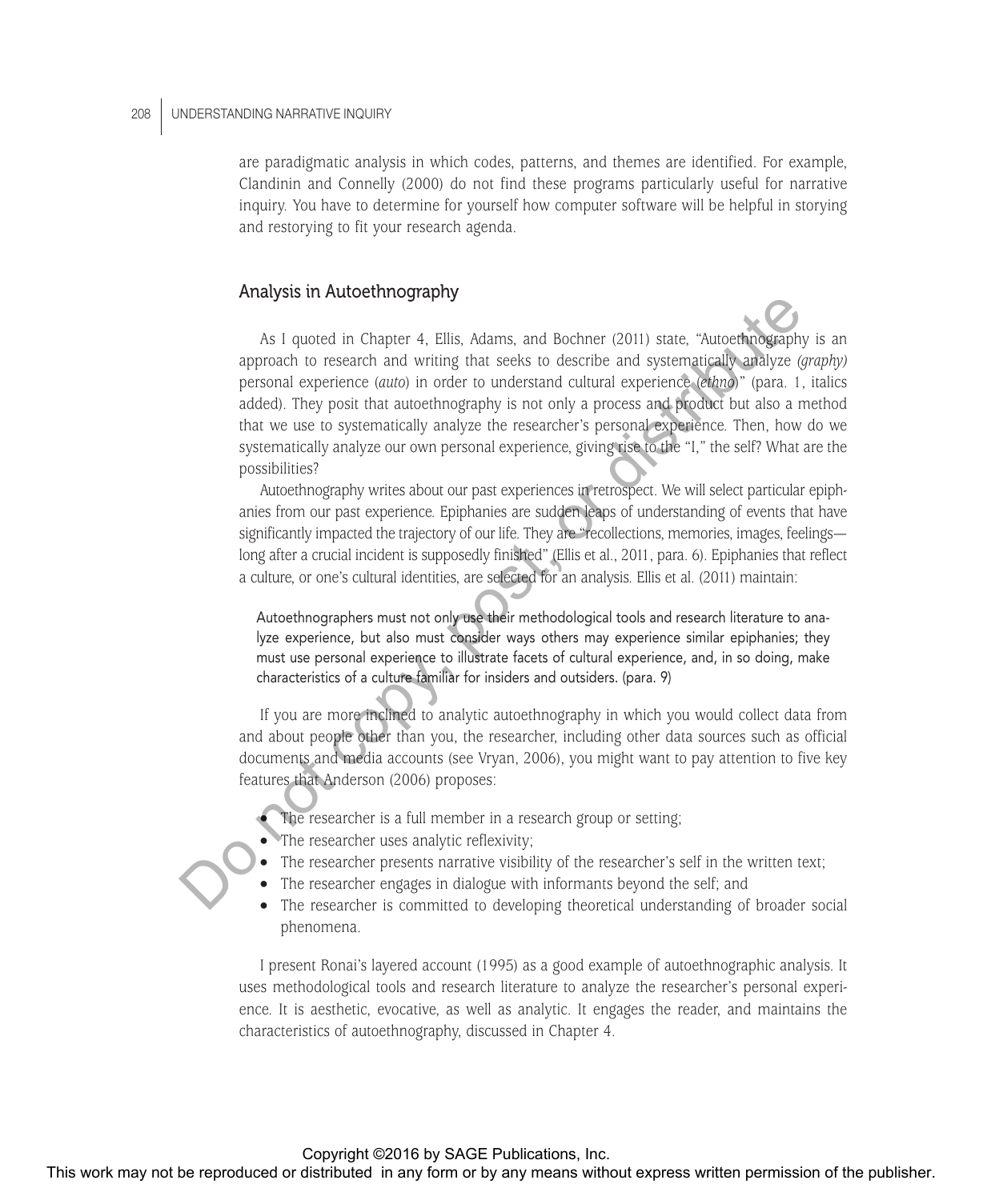are paradigmatic analysis in which codes, patterns, and themes are identified. For example, Clandinin and Connelly (2000) do not find these programs particularly useful for narrative inquiry. You have to determine for yourself how computer software will be helpful in storying and restorying to fit your research agenda.

## Analysis in Autoethnography

As I quoted in Chapter 4, Ellis, Adams, and Bochner (2011) state, "Autoethnography is an approach to research and writing that seeks to describe and systematically analyze *(graphy)* personal experience (*auto*) in order to understand cultural experience (*ethno*)" (para. 1, italics added). They posit that autoethnography is not only a process and product but also a method that we use to systematically analyze the researcher's personal experience. Then, how do we systematically analyze our own personal experience, giving rise to the "I," the self? What are the possibilities?

Autoethnography writes about our past experiences in retrospect. We will select particular epiphanies from our past experience. Epiphanies are sudden leaps of understanding of events that have significantly impacted the trajectory of our life. They are "recollections, memories, images, feelings—long after a crucial incident is supposedly finished" (Ellis et al., 2011, para. 6). Epiphanies that reflect a culture, or one's cultural identities, are selected for an analysis. Ellis et al. (2011) maintain:

> Autoethnographers must not only use their methodological tools and research literature to analyze experience, but also must consider ways others may experience similar epiphanies; they must use personal experience to illustrate facets of cultural experience, and, in so doing, make characteristics of a culture familiar for insiders and outsiders. (para. 9)

If you are more inclined to analytic autoethnography in which you would collect data from and about people other than you, the researcher, including other data sources such as official documents and media accounts (see Vryan, 2006), you might want to pay attention to five key features that Anderson (2006) proposes:

- The researcher is a full member in a research group or setting;
- The researcher uses analytic reflexivity;
- The researcher presents narrative visibility of the researcher's self in the written text;
- The researcher engages in dialogue with informants beyond the self; and
- The researcher is committed to developing theoretical understanding of broader social phenomena.

I present Ronai's layered account (1995) as a good example of autoethnographic analysis. It uses methodological tools and research literature to analyze the researcher's personal experience. It is aesthetic, evocative, as well as analytic. It engages the reader, and maintains the characteristics of autoethnography, discussed in Chapter 4.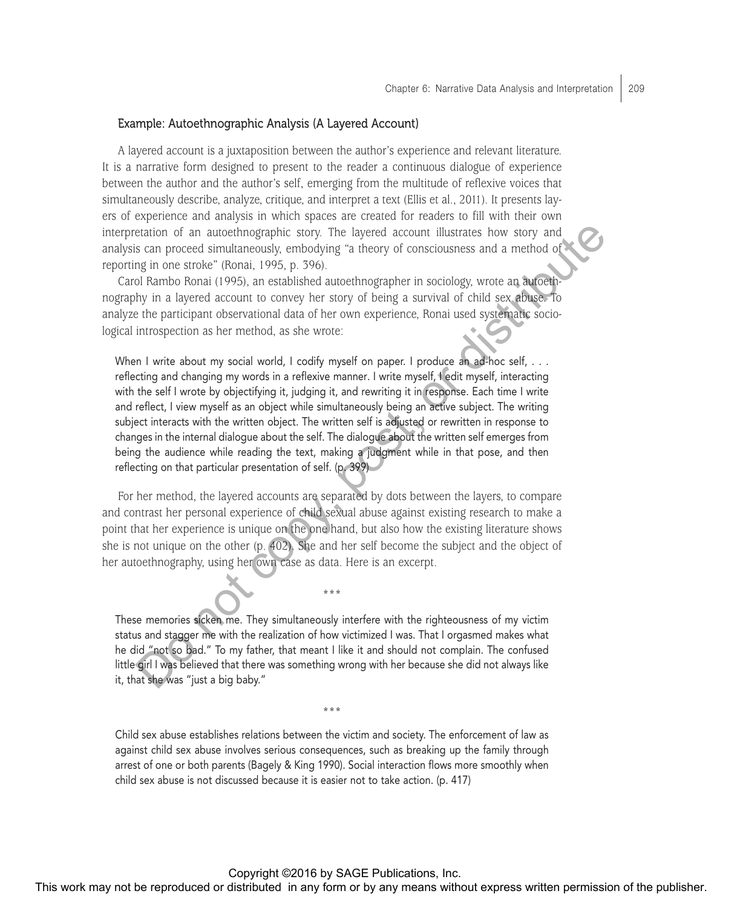### Example: Autoethnographic Analysis (A Layered Account)

A layered account is a juxtaposition between the author's experience and relevant literature. It is a narrative form designed to present to the reader a continuous dialogue of experience between the author and the author's self, emerging from the multitude of reflexive voices that simultaneously describe, analyze, critique, and interpret a text (Ellis et al., 2011). It presents layers of experience and analysis in which spaces are created for readers to fill with their own interpretation of an autoethnographic story. The layered account illustrates how story and analysis can proceed simultaneously, embodying "a theory of consciousness and a method of reporting in one stroke" (Ronai, 1995, p. 396).

Carol Rambo Ronai (1995), an established autoethnographer in sociology, wrote an autoethnography in a layered account to convey her story of being a survival of child sex abuse. To analyze the participant observational data of her own experience, Ronai used systematic sociological introspection as her method, as she wrote:

> When I write about my social world, I codify myself on paper. I produce an ad-hoc self, . . . reflecting and changing my words in a reflexive manner. I write myself, I edit myself, interacting with the self I wrote by objectifying it, judging it, and rewriting it in response. Each time I write and reflect, I view myself as an object while simultaneously being an active subject. The writing subject interacts with the written object. The written self is adjusted or rewritten in response to changes in the internal dialogue about the self. The dialogue about the written self emerges from being the audience while reading the text, making a judgment while in that pose, and then reflecting on that particular presentation of self. (p. 399)

For her method, the layered accounts are separated by dots between the layers, to compare and contrast her personal experience of child sexual abuse against existing research to make a point that her experience is unique on the one hand, but also how the existing literature shows she is not unique on the other (p. 402). She and her self become the subject and the object of her autoethnography, using her own case as data. Here is an excerpt.

\*\*\*

> These memories sicken me. They simultaneously interfere with the righteousness of my victim status and stagger me with the realization of how victimized I was. That I orgasmed makes what he did "not so bad." To my father, that meant I like it and should not complain. The confused little girl I was believed that there was something wrong with her because she did not always like it, that she was "just a big baby."

\*\*\*

> Child sex abuse establishes relations between the victim and society. The enforcement of law as against child sex abuse involves serious consequences, such as breaking up the family through arrest of one or both parents (Bagely & King 1990). Social interaction flows more smoothly when child sex abuse is not discussed because it is easier not to take action. (p. 417)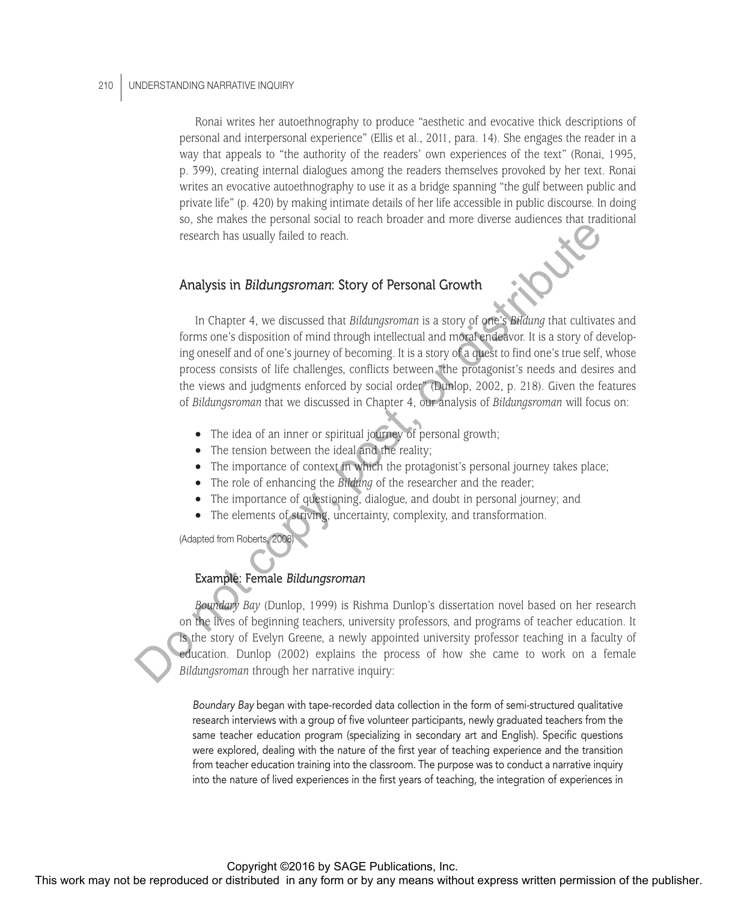Ronai writes her autoethnography to produce "aesthetic and evocative thick descriptions of personal and interpersonal experience" (Ellis et al., 2011, para. 14). She engages the reader in a way that appeals to "the authority of the readers' own experiences of the text" (Ronai, 1995, p. 399), creating internal dialogues among the readers themselves provoked by her text. Ronai writes an evocative autoethnography to use it as a bridge spanning "the gulf between public and private life" (p. 420) by making intimate details of her life accessible in public discourse. In doing so, she makes the personal social to reach broader and more diverse audiences that traditional research has usually failed to reach.

## Analysis in *Bildungsroman*: Story of Personal Growth

In Chapter 4, we discussed that *Bildungsroman* is a story of one's *Bildung* that cultivates and forms one's disposition of mind through intellectual and moral endeavor. It is a story of developing oneself and of one's journey of becoming. It is a story of a quest to find one's true self, whose process consists of life challenges, conflicts between "the protagonist's needs and desires and the views and judgments enforced by social order" (Dunlop, 2002, p. 218). Given the features of *Bildungsroman* that we discussed in Chapter 4, our analysis of *Bildungsroman* will focus on:

- The idea of an inner or spiritual journey of personal growth;
- The tension between the ideal and the reality;
- The importance of context in which the protagonist's personal journey takes place;
- The role of enhancing the *Bildung* of the researcher and the reader;
- The importance of questioning, dialogue, and doubt in personal journey; and
- The elements of striving, uncertainty, complexity, and transformation.

(Adapted from Roberts, 2008)

### Example: Female *Bildungsroman*

*Boundary Bay* (Dunlop, 1999) is Rishma Dunlop's dissertation novel based on her research on the lives of beginning teachers, university professors, and programs of teacher education. It is the story of Evelyn Greene, a newly appointed university professor teaching in a faculty of education. Dunlop (2002) explains the process of how she came to work on a female *Bildungsroman* through her narrative inquiry:

> *Boundary Bay* began with tape-recorded data collection in the form of semi-structured qualitative research interviews with a group of five volunteer participants, newly graduated teachers from the same teacher education program (specializing in secondary art and English). Specific questions were explored, dealing with the nature of the first year of teaching experience and the transition from teacher education training into the classroom. The purpose was to conduct a narrative inquiry into the nature of lived experiences in the first years of teaching, the integration of experiences in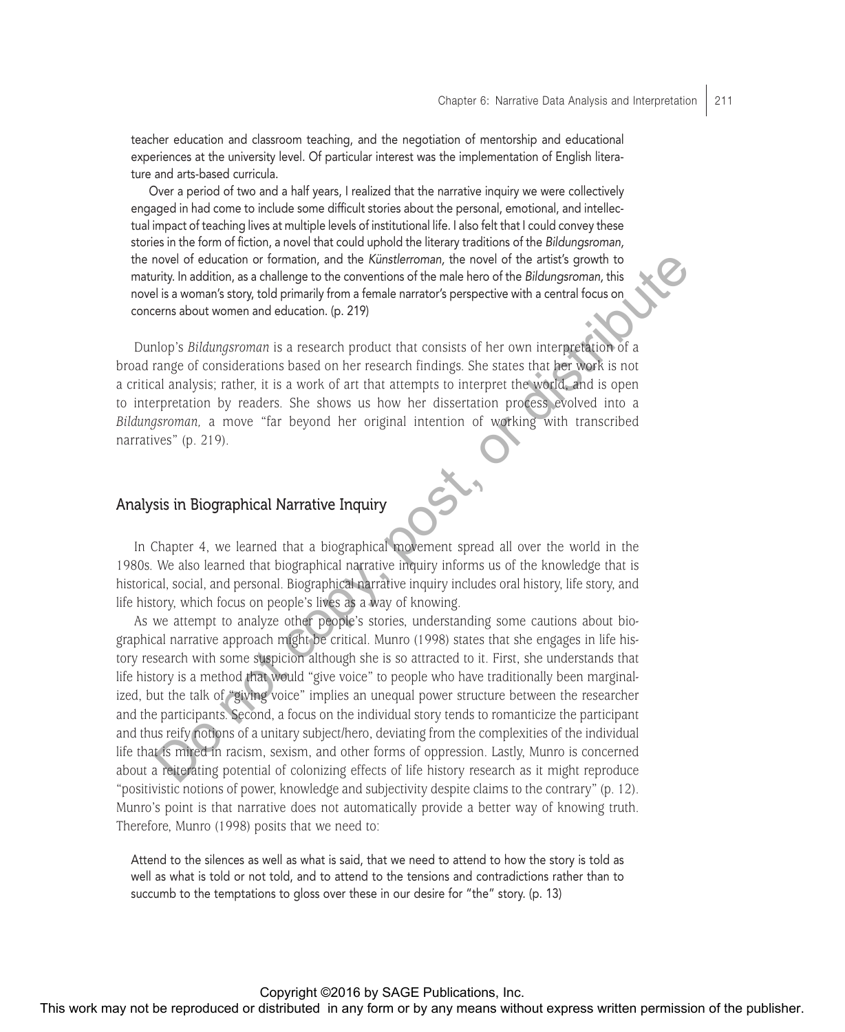teacher education and classroom teaching, and the negotiation of mentorship and educational experiences at the university level. Of particular interest was the implementation of English literature and arts-based curricula.

Over a period of two and a half years, I realized that the narrative inquiry we were collectively engaged in had come to include some difficult stories about the personal, emotional, and intellectual impact of teaching lives at multiple levels of institutional life. I also felt that I could convey these stories in the form of fiction, a novel that could uphold the literary traditions of the *Bildungsroman*, the novel of education or formation, and the *Künstlerroman*, the novel of the artist's growth to maturity. In addition, as a challenge to the conventions of the male hero of the *Bildungsroman*, this novel is a woman's story, told primarily from a female narrator's perspective with a central focus on concerns about women and education. (p. 219)

Dunlop's *Bildungsroman* is a research product that consists of her own interpretation of a broad range of considerations based on her research findings. She states that her work is not a critical analysis; rather, it is a work of art that attempts to interpret the world, and is open to interpretation by readers. She shows us how her dissertation process evolved into a *Bildungsroman*, a move "far beyond her original intention of working with transcribed narratives" (p. 219).

## Analysis in Biographical Narrative Inquiry

In Chapter 4, we learned that a biographical movement spread all over the world in the 1980s. We also learned that biographical narrative inquiry informs us of the knowledge that is historical, social, and personal. Biographical narrative inquiry includes oral history, life story, and life history, which focus on people's lives as a way of knowing.

As we attempt to analyze other people's stories, understanding some cautions about biographical narrative approach might be critical. Munro (1998) states that she engages in life history research with some suspicion although she is so attracted to it. First, she understands that life history is a method that would "give voice" to people who have traditionally been marginalized, but the talk of "giving voice" implies an unequal power structure between the researcher and the participants. Second, a focus on the individual story tends to romanticize the participant and thus reify notions of a unitary subject/hero, deviating from the complexities of the individual life that is mired in racism, sexism, and other forms of oppression. Lastly, Munro is concerned about a reiterating potential of colonizing effects of life history research as it might reproduce "positivistic notions of power, knowledge and subjectivity despite claims to the contrary" (p. 12). Munro's point is that narrative does not automatically provide a better way of knowing truth. Therefore, Munro (1998) posits that we need to:

Attend to the silences as well as what is said, that we need to attend to how the story is told as well as what is told or not told, and to attend to the tensions and contradictions rather than to succumb to the temptations to gloss over these in our desire for "the" story. (p. 13)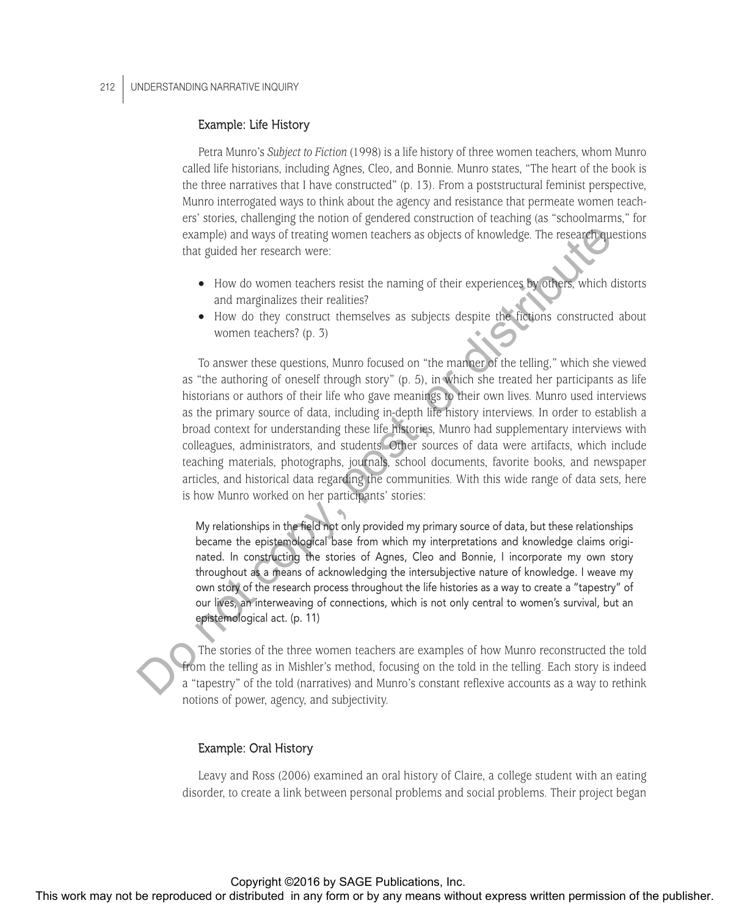### Example: Life History

Petra Munro's *Subject to Fiction* (1998) is a life history of three women teachers, whom Munro called life historians, including Agnes, Cleo, and Bonnie. Munro states, "The heart of the book is the three narratives that I have constructed" (p. 13). From a poststructural feminist perspective, Munro interrogated ways to think about the agency and resistance that permeate women teachers' stories, challenging the notion of gendered construction of teaching (as "schoolmarms," for example) and ways of treating women teachers as objects of knowledge. The research questions that guided her research were:

- How do women teachers resist the naming of their experiences by others, which distorts and marginalizes their realities?
- How do they construct themselves as subjects despite the fictions constructed about women teachers? (p. 3)

To answer these questions, Munro focused on "the manner of the telling," which she viewed as "the authoring of oneself through story" (p. 5), in which she treated her participants as life historians or authors of their life who gave meanings to their own lives. Munro used interviews as the primary source of data, including in-depth life history interviews. In order to establish a broad context for understanding these life histories, Munro had supplementary interviews with colleagues, administrators, and students. Other sources of data were artifacts, which include teaching materials, photographs, journals, school documents, favorite books, and newspaper articles, and historical data regarding the communities. With this wide range of data sets, here is how Munro worked on her participants' stories:

> My relationships in the field not only provided my primary source of data, but these relationships became the epistemological base from which my interpretations and knowledge claims originated. In constructing the stories of Agnes, Cleo and Bonnie, I incorporate my own story throughout as a means of acknowledging the intersubjective nature of knowledge. I weave my own story of the research process throughout the life histories as a way to create a "tapestry" of our lives, an interweaving of connections, which is not only central to women's survival, but an epistemological act. (p. 11)

The stories of the three women teachers are examples of how Munro reconstructed the told from the telling as in Mishler's method, focusing on the told in the telling. Each story is indeed a "tapestry" of the told (narratives) and Munro's constant reflexive accounts as a way to rethink notions of power, agency, and subjectivity.

### Example: Oral History

Leavy and Ross (2006) examined an oral history of Claire, a college student with an eating disorder, to create a link between personal problems and social problems. Their project began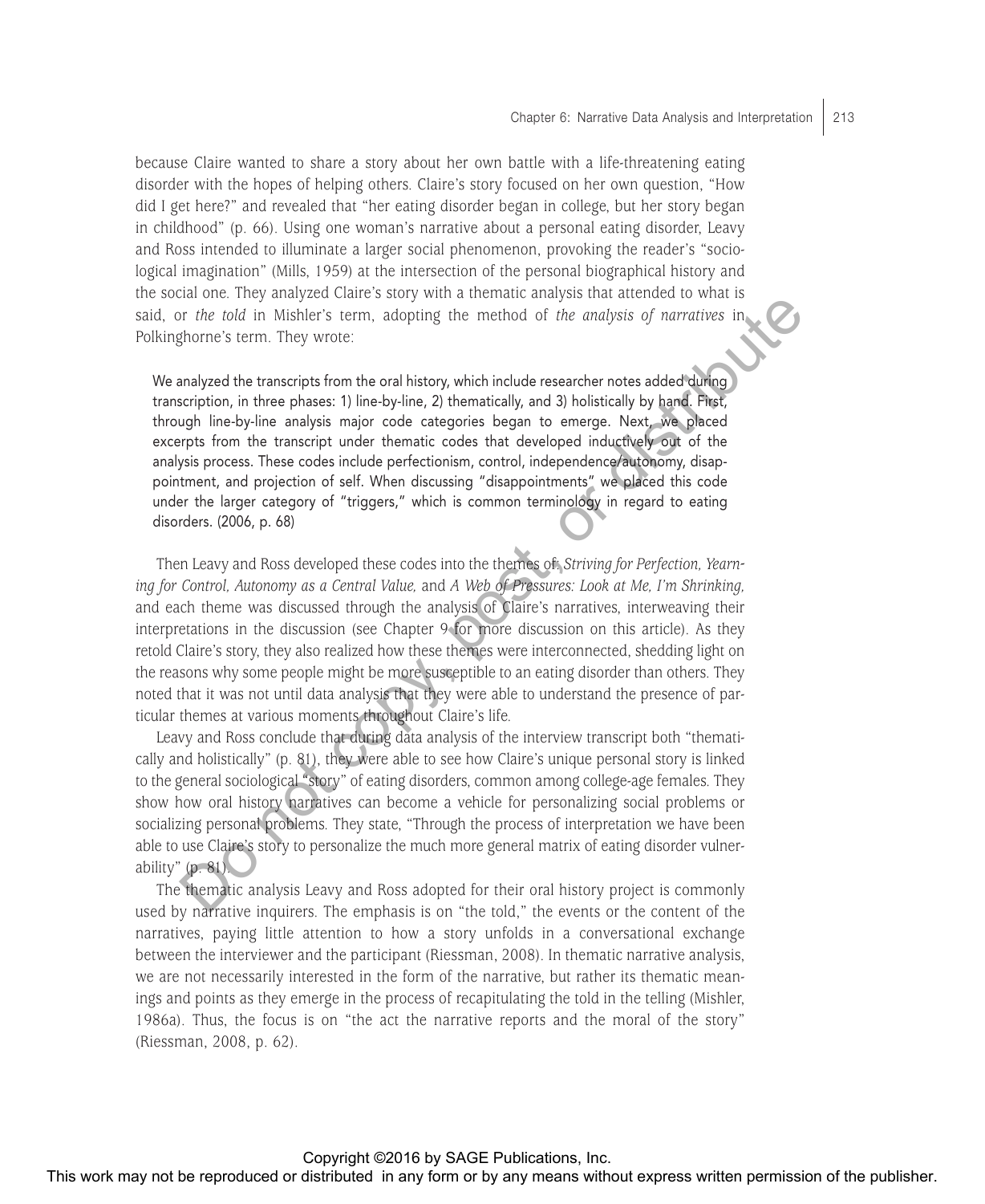because Claire wanted to share a story about her own battle with a life-threatening eating disorder with the hopes of helping others. Claire's story focused on her own question, "How did I get here?" and revealed that "her eating disorder began in college, but her story began in childhood" (p. 66). Using one woman's narrative about a personal eating disorder, Leavy and Ross intended to illuminate a larger social phenomenon, provoking the reader's "sociological imagination" (Mills, 1959) at the intersection of the personal biographical history and the social one. They analyzed Claire's story with a thematic analysis that attended to what is said, or *the told* in Mishler's term, adopting the method of *the analysis of narratives* in Polkinghorne's term. They wrote:

> We analyzed the transcripts from the oral history, which include researcher notes added during transcription, in three phases: 1) line-by-line, 2) thematically, and 3) holistically by hand. First, through line-by-line analysis major code categories began to emerge. Next, we placed excerpts from the transcript under thematic codes that developed inductively out of the analysis process. These codes include perfectionism, control, independence/autonomy, disappointment, and projection of self. When discussing "disappointments" we placed this code under the larger category of "triggers," which is common terminology in regard to eating disorders. (2006, p. 68)

Then Leavy and Ross developed these codes into the themes of: *Striving for Perfection, Yearning for Control, Autonomy as a Central Value,* and *A Web of Pressures: Look at Me, I'm Shrinking,* and each theme was discussed through the analysis of Claire's narratives, interweaving their interpretations in the discussion (see Chapter 9 for more discussion on this article). As they retold Claire's story, they also realized how these themes were interconnected, shedding light on the reasons why some people might be more susceptible to an eating disorder than others. They noted that it was not until data analysis that they were able to understand the presence of particular themes at various moments throughout Claire's life.

Leavy and Ross conclude that during data analysis of the interview transcript both "thematically and holistically" (p. 81), they were able to see how Claire's unique personal story is linked to the general sociological "story" of eating disorders, common among college-age females. They show how oral history narratives can become a vehicle for personalizing social problems or socializing personal problems. They state, "Through the process of interpretation we have been able to use Claire's story to personalize the much more general matrix of eating disorder vulnerability" (p. 81).

The thematic analysis Leavy and Ross adopted for their oral history project is commonly used by narrative inquirers. The emphasis is on "the told," the events or the content of the narratives, paying little attention to how a story unfolds in a conversational exchange between the interviewer and the participant (Riessman, 2008). In thematic narrative analysis, we are not necessarily interested in the form of the narrative, but rather its thematic meanings and points as they emerge in the process of recapitulating the told in the telling (Mishler, 1986a). Thus, the focus is on "the act the narrative reports and the moral of the story" (Riessman, 2008, p. 62).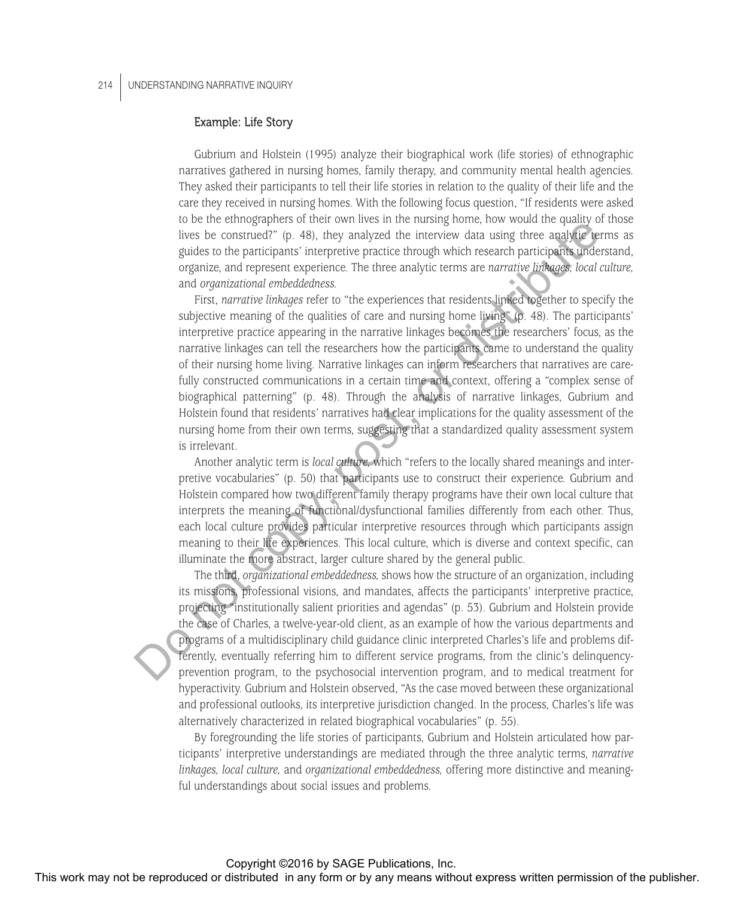### Example: Life Story

Gubrium and Holstein (1995) analyze their biographical work (life stories) of ethnographic narratives gathered in nursing homes, family therapy, and community mental health agencies. They asked their participants to tell their life stories in relation to the quality of their life and the care they received in nursing homes. With the following focus question, "If residents were asked to be the ethnographers of their own lives in the nursing home, how would the quality of those lives be construed?" (p. 48), they analyzed the interview data using three analytic terms as guides to the participants' interpretive practice through which research participants understand, organize, and represent experience. The three analytic terms are *narrative linkages, local culture,* and *organizational embeddedness.*

First, *narrative linkages* refer to "the experiences that residents linked together to specify the subjective meaning of the qualities of care and nursing home living" (p. 48). The participants' interpretive practice appearing in the narrative linkages becomes the researchers' focus, as the narrative linkages can tell the researchers how the participants came to understand the quality of their nursing home living. Narrative linkages can inform researchers that narratives are carefully constructed communications in a certain time and context, offering a "complex sense of biographical patterning" (p. 48). Through the analysis of narrative linkages, Gubrium and Holstein found that residents' narratives had clear implications for the quality assessment of the nursing home from their own terms, suggesting that a standardized quality assessment system is irrelevant.

Another analytic term is *local culture,* which "refers to the locally shared meanings and interpretive vocabularies" (p. 50) that participants use to construct their experience. Gubrium and Holstein compared how two different family therapy programs have their own local culture that interprets the meaning of functional/dysfunctional families differently from each other. Thus, each local culture provides particular interpretive resources through which participants assign meaning to their life experiences. This local culture, which is diverse and context specific, can illuminate the more abstract, larger culture shared by the general public.

The third, *organizational embeddedness,* shows how the structure of an organization, including its missions, professional visions, and mandates, affects the participants' interpretive practice, projecting "institutionally salient priorities and agendas" (p. 53). Gubrium and Holstein provide the case of Charles, a twelve-year-old client, as an example of how the various departments and programs of a multidisciplinary child guidance clinic interpreted Charles's life and problems differently, eventually referring him to different service programs, from the clinic's delinquency-prevention program, to the psychosocial intervention program, and to medical treatment for hyperactivity. Gubrium and Holstein observed, "As the case moved between these organizational and professional outlooks, its interpretive jurisdiction changed. In the process, Charles's life was alternatively characterized in related biographical vocabularies" (p. 55).

By foregrounding the life stories of participants, Gubrium and Holstein articulated how participants' interpretive understandings are mediated through the three analytic terms, *narrative linkages, local culture,* and *organizational embeddedness,* offering more distinctive and meaningful understandings about social issues and problems.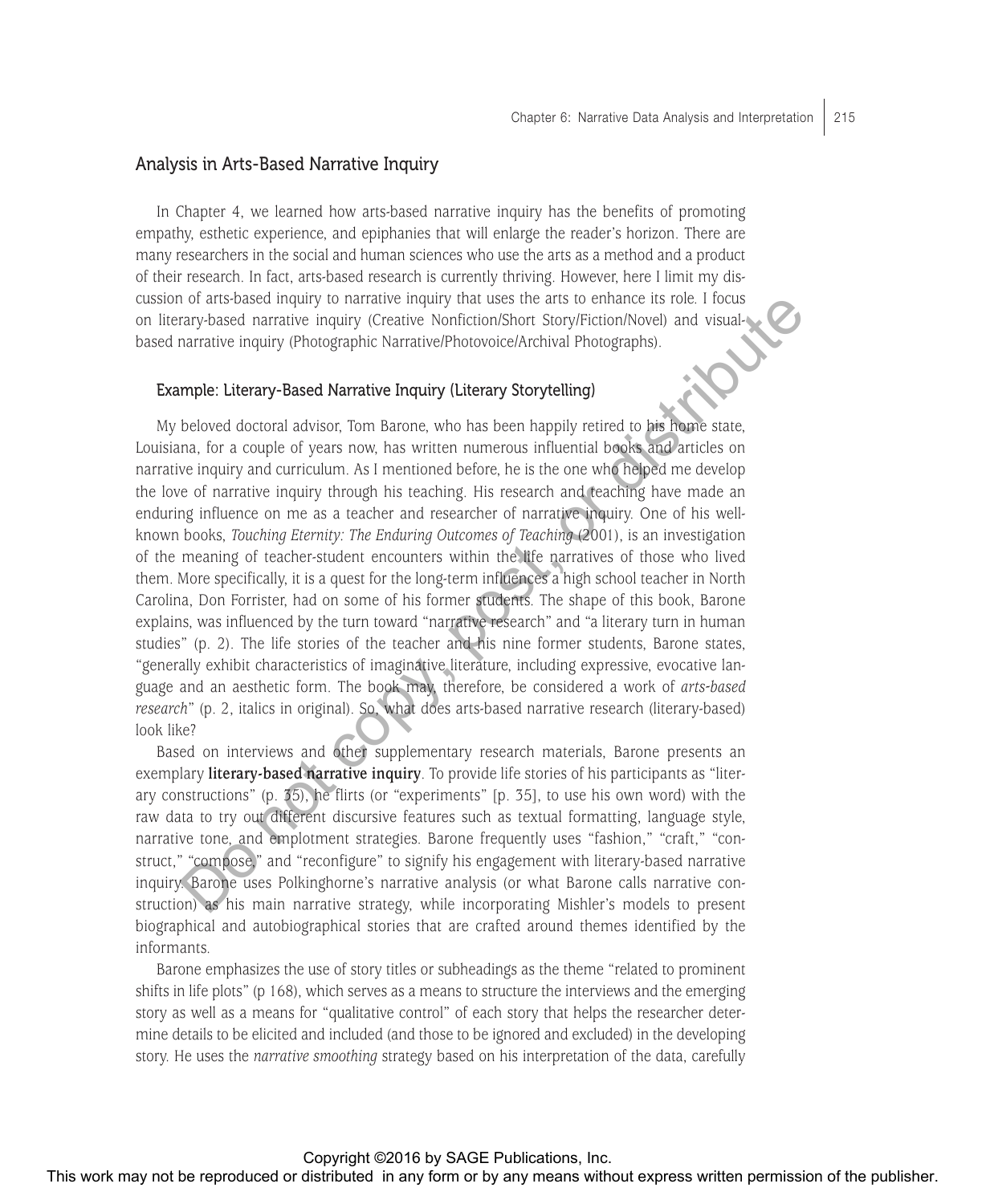## Analysis in Arts-Based Narrative Inquiry

In Chapter 4, we learned how arts-based narrative inquiry has the benefits of promoting empathy, esthetic experience, and epiphanies that will enlarge the reader's horizon. There are many researchers in the social and human sciences who use the arts as a method and a product of their research. In fact, arts-based research is currently thriving. However, here I limit my discussion of arts-based inquiry to narrative inquiry that uses the arts to enhance its role. I focus on literary-based narrative inquiry (Creative Nonfiction/Short Story/Fiction/Novel) and visual-based narrative inquiry (Photographic Narrative/Photovoice/Archival Photographs).

### Example: Literary-Based Narrative Inquiry (Literary Storytelling)

My beloved doctoral advisor, Tom Barone, who has been happily retired to his home state, Louisiana, for a couple of years now, has written numerous influential books and articles on narrative inquiry and curriculum. As I mentioned before, he is the one who helped me develop the love of narrative inquiry through his teaching. His research and teaching have made an enduring influence on me as a teacher and researcher of narrative inquiry. One of his well-known books, *Touching Eternity: The Enduring Outcomes of Teaching* (2001), is an investigation of the meaning of teacher-student encounters within the life narratives of those who lived them. More specifically, it is a quest for the long-term influences a high school teacher in North Carolina, Don Forrister, had on some of his former students. The shape of this book, Barone explains, was influenced by the turn toward "narrative research" and "a literary turn in human studies" (p. 2). The life stories of the teacher and his nine former students, Barone states, "generally exhibit characteristics of imaginative literature, including expressive, evocative language and an aesthetic form. The book may, therefore, be considered a work of *arts-based research*" (p. 2, italics in original). So, what does arts-based narrative research (literary-based) look like?

Based on interviews and other supplementary research materials, Barone presents an exemplary **literary-based narrative inquiry**. To provide life stories of his participants as "literary constructions" (p. 35), he flirts (or "experiments" [p. 35], to use his own word) with the raw data to try out different discursive features such as textual formatting, language style, narrative tone, and emplotment strategies. Barone frequently uses "fashion," "craft," "construct," "compose," and "reconfigure" to signify his engagement with literary-based narrative inquiry. Barone uses Polkinghorne's narrative analysis (or what Barone calls narrative construction) as his main narrative strategy, while incorporating Mishler's models to present biographical and autobiographical stories that are crafted around themes identified by the informants.

Barone emphasizes the use of story titles or subheadings as the theme "related to prominent shifts in life plots" (p 168), which serves as a means to structure the interviews and the emerging story as well as a means for "qualitative control" of each story that helps the researcher determine details to be elicited and included (and those to be ignored and excluded) in the developing story. He uses the *narrative smoothing* strategy based on his interpretation of the data, carefully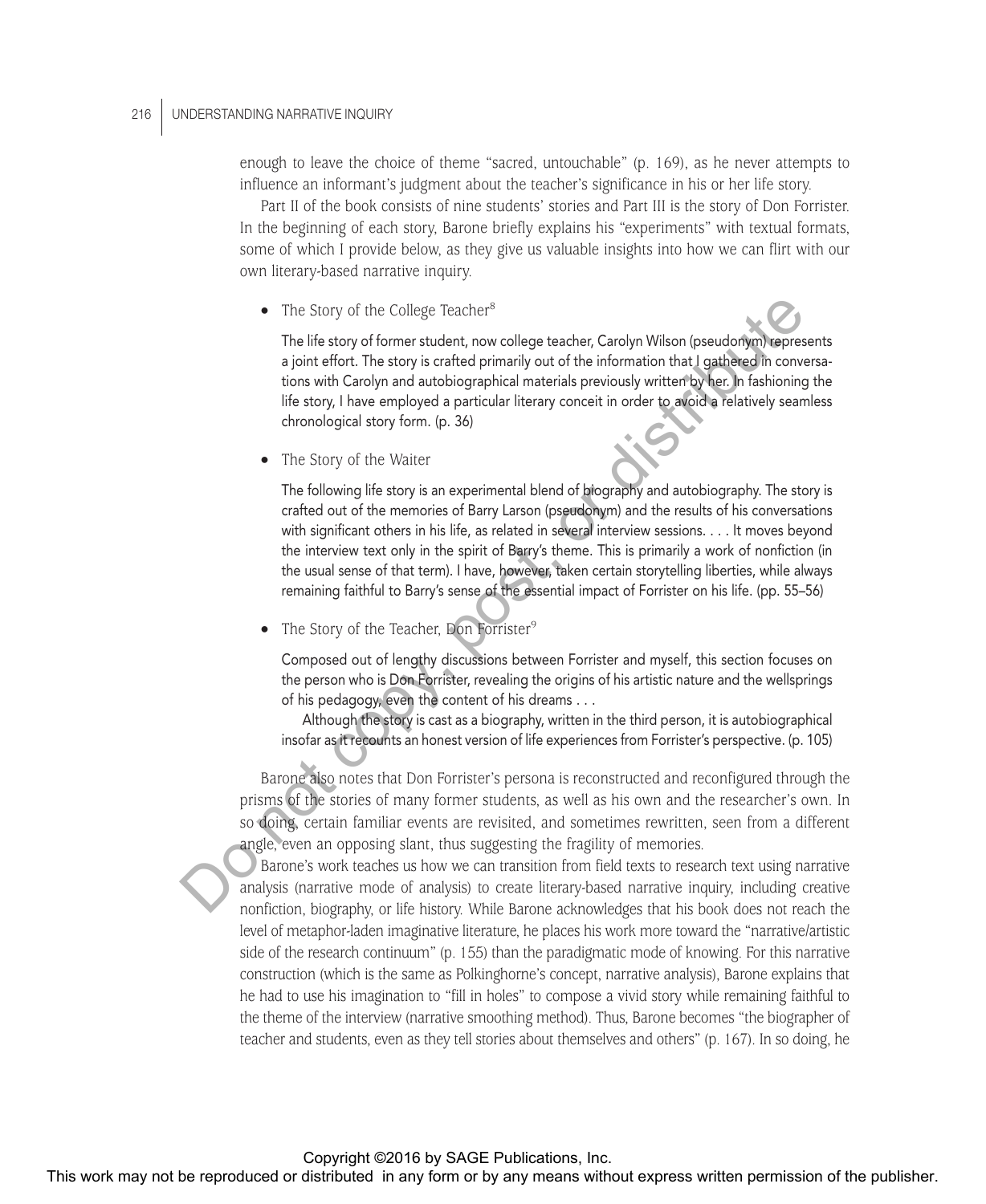enough to leave the choice of theme "sacred, untouchable" (p. 169), as he never attempts to influence an informant's judgment about the teacher's significance in his or her life story.

Part II of the book consists of nine students' stories and Part III is the story of Don Forrister. In the beginning of each story, Barone briefly explains his "experiments" with textual formats, some of which I provide below, as they give us valuable insights into how we can flirt with our own literary-based narrative inquiry.

- The Story of the College Teacher[8]

  The life story of former student, now college teacher, Carolyn Wilson (pseudonym) represents a joint effort. The story is crafted primarily out of the information that I gathered in conversations with Carolyn and autobiographical materials previously written by her. In fashioning the life story, I have employed a particular literary conceit in order to avoid a relatively seamless chronological story form. (p. 36)

- The Story of the Waiter

  The following life story is an experimental blend of biography and autobiography. The story is crafted out of the memories of Barry Larson (pseudonym) and the results of his conversations with significant others in his life, as related in several interview sessions. . . . It moves beyond the interview text only in the spirit of Barry's theme. This is primarily a work of nonfiction (in the usual sense of that term). I have, however, taken certain storytelling liberties, while always remaining faithful to Barry's sense of the essential impact of Forrister on his life. (pp. 55–56)

- The Story of the Teacher, Don Forrister[9]

  Composed out of lengthy discussions between Forrister and myself, this section focuses on the person who is Don Forrister, revealing the origins of his artistic nature and the wellsprings of his pedagogy, even the content of his dreams . . .

  Although the story is cast as a biography, written in the third person, it is autobiographical insofar as it recounts an honest version of life experiences from Forrister's perspective. (p. 105)

Barone also notes that Don Forrister's persona is reconstructed and reconfigured through the prisms of the stories of many former students, as well as his own and the researcher's own. In so doing, certain familiar events are revisited, and sometimes rewritten, seen from a different angle, even an opposing slant, thus suggesting the fragility of memories.

Barone's work teaches us how we can transition from field texts to research text using narrative analysis (narrative mode of analysis) to create literary-based narrative inquiry, including creative nonfiction, biography, or life history. While Barone acknowledges that his book does not reach the level of metaphor-laden imaginative literature, he places his work more toward the "narrative/artistic side of the research continuum" (p. 155) than the paradigmatic mode of knowing. For this narrative construction (which is the same as Polkinghorne's concept, narrative analysis), Barone explains that he had to use his imagination to "fill in holes" to compose a vivid story while remaining faithful to the theme of the interview (narrative smoothing method). Thus, Barone becomes "the biographer of teacher and students, even as they tell stories about themselves and others" (p. 167). In so doing, he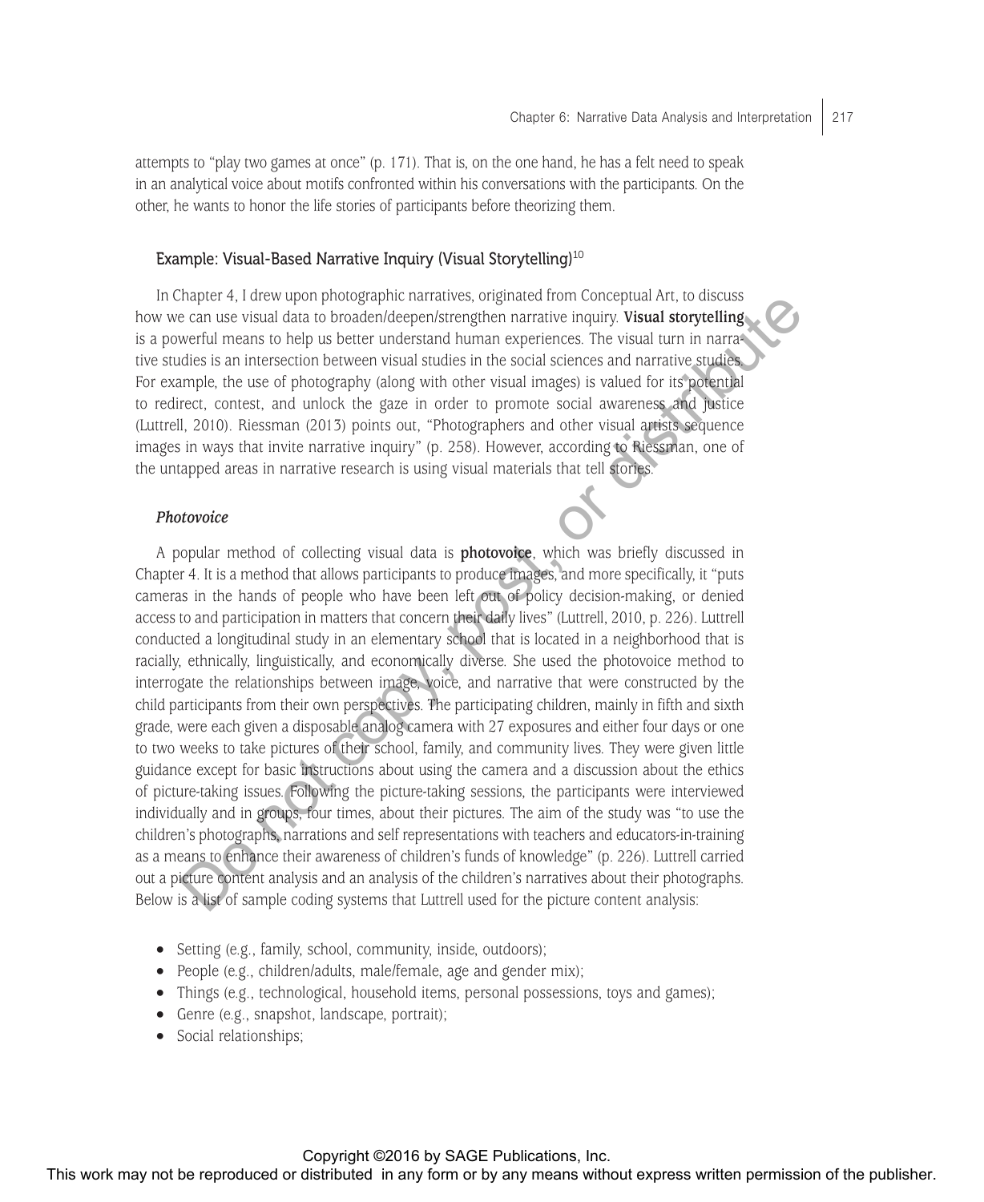attempts to "play two games at once" (p. 171). That is, on the one hand, he has a felt need to speak in an analytical voice about motifs confronted within his conversations with the participants. On the other, he wants to honor the life stories of participants before theorizing them.

### Example: Visual-Based Narrative Inquiry (Visual Storytelling)[10]

In Chapter 4, I drew upon photographic narratives, originated from Conceptual Art, to discuss how we can use visual data to broaden/deepen/strengthen narrative inquiry. **Visual storytelling** is a powerful means to help us better understand human experiences. The visual turn in narrative studies is an intersection between visual studies in the social sciences and narrative studies. For example, the use of photography (along with other visual images) is valued for its potential to redirect, contest, and unlock the gaze in order to promote social awareness and justice (Luttrell, 2010). Riessman (2013) points out, "Photographers and other visual artists sequence images in ways that invite narrative inquiry" (p. 258). However, according to Riessman, one of the untapped areas in narrative research is using visual materials that tell stories.

#### *Photovoice*

A popular method of collecting visual data is **photovoice**, which was briefly discussed in Chapter 4. It is a method that allows participants to produce images, and more specifically, it "puts cameras in the hands of people who have been left out of policy decision-making, or denied access to and participation in matters that concern their daily lives" (Luttrell, 2010, p. 226). Luttrell conducted a longitudinal study in an elementary school that is located in a neighborhood that is racially, ethnically, linguistically, and economically diverse. She used the photovoice method to interrogate the relationships between image, voice, and narrative that were constructed by the child participants from their own perspectives. The participating children, mainly in fifth and sixth grade, were each given a disposable analog camera with 27 exposures and either four days or one to two weeks to take pictures of their school, family, and community lives. They were given little guidance except for basic instructions about using the camera and a discussion about the ethics of picture-taking issues. Following the picture-taking sessions, the participants were interviewed individually and in groups, four times, about their pictures. The aim of the study was "to use the children's photographs, narrations and self representations with teachers and educators-in-training as a means to enhance their awareness of children's funds of knowledge" (p. 226). Luttrell carried out a picture content analysis and an analysis of the children's narratives about their photographs. Below is a list of sample coding systems that Luttrell used for the picture content analysis:

- Setting (e.g., family, school, community, inside, outdoors);
- People (e.g., children/adults, male/female, age and gender mix);
- Things (e.g., technological, household items, personal possessions, toys and games);
- Genre (e.g., snapshot, landscape, portrait);
- Social relationships;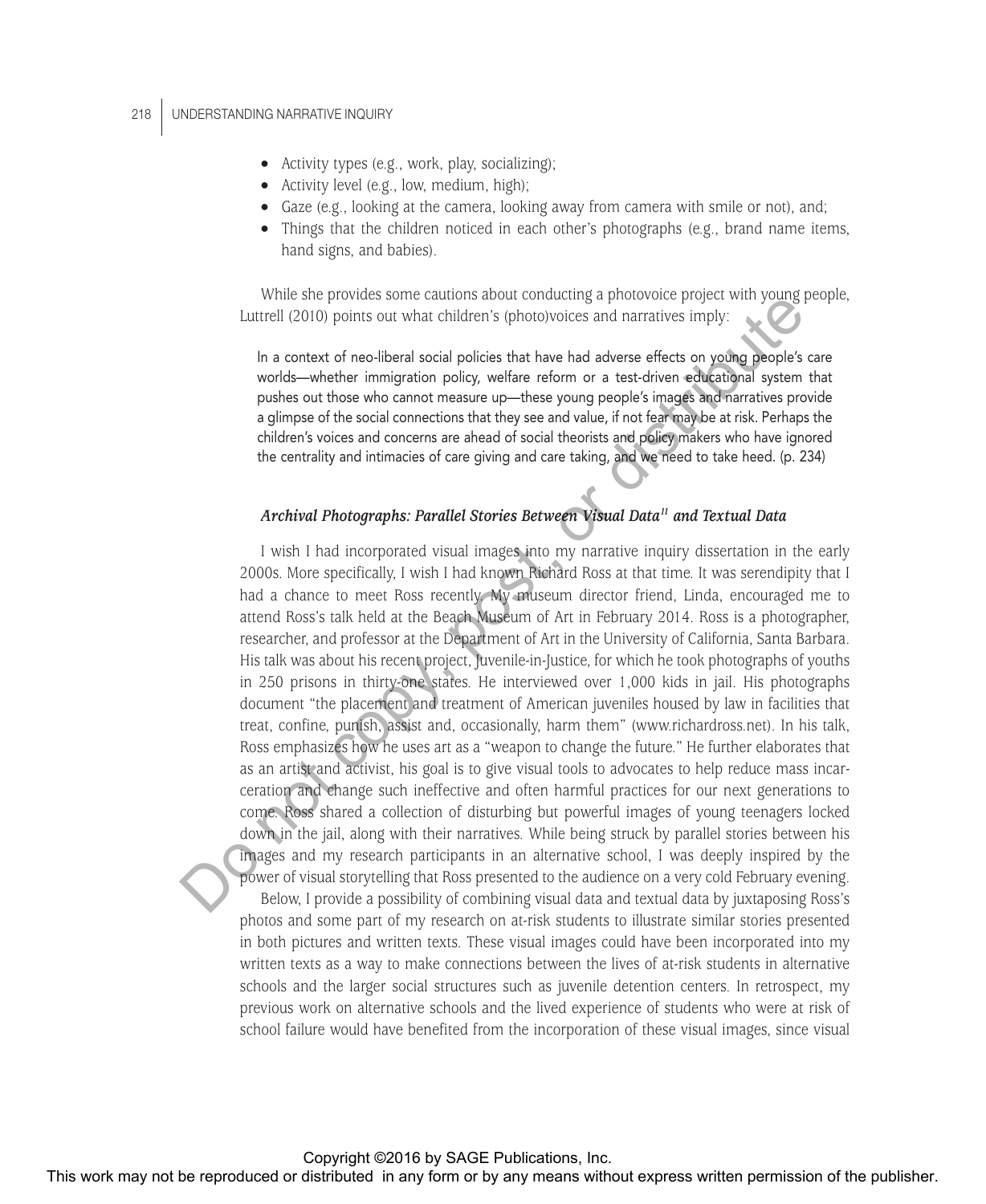- Activity types (e.g., work, play, socializing);
- Activity level (e.g., low, medium, high);
- Gaze (e.g., looking at the camera, looking away from camera with smile or not), and;
- Things that the children noticed in each other's photographs (e.g., brand name items, hand signs, and babies).

While she provides some cautions about conducting a photovoice project with young people, Luttrell (2010) points out what children's (photo)voices and narratives imply:

> In a context of neo-liberal social policies that have had adverse effects on young people's care worlds—whether immigration policy, welfare reform or a test-driven educational system that pushes out those who cannot measure up—these young people's images and narratives provide a glimpse of the social connections that they see and value, if not fear may be at risk. Perhaps the children's voices and concerns are ahead of social theorists and policy makers who have ignored the centrality and intimacies of care giving and care taking, and we need to take heed. (p. 234)

### *Archival Photographs: Parallel Stories Between Visual Data[11] and Textual Data*

I wish I had incorporated visual images into my narrative inquiry dissertation in the early 2000s. More specifically, I wish I had known Richard Ross at that time. It was serendipity that I had a chance to meet Ross recently. My museum director friend, Linda, encouraged me to attend Ross's talk held at the Beach Museum of Art in February 2014. Ross is a photographer, researcher, and professor at the Department of Art in the University of California, Santa Barbara. His talk was about his recent project, Juvenile-in-Justice, for which he took photographs of youths in 250 prisons in thirty-one states. He interviewed over 1,000 kids in jail. His photographs document "the placement and treatment of American juveniles housed by law in facilities that treat, confine, punish, assist and, occasionally, harm them" (www.richardross.net). In his talk, Ross emphasizes how he uses art as a "weapon to change the future." He further elaborates that as an artist and activist, his goal is to give visual tools to advocates to help reduce mass incarceration and change such ineffective and often harmful practices for our next generations to come. Ross shared a collection of disturbing but powerful images of young teenagers locked down in the jail, along with their narratives. While being struck by parallel stories between his images and my research participants in an alternative school, I was deeply inspired by the power of visual storytelling that Ross presented to the audience on a very cold February evening.

Below, I provide a possibility of combining visual data and textual data by juxtaposing Ross's photos and some part of my research on at-risk students to illustrate similar stories presented in both pictures and written texts. These visual images could have been incorporated into my written texts as a way to make connections between the lives of at-risk students in alternative schools and the larger social structures such as juvenile detention centers. In retrospect, my previous work on alternative schools and the lived experience of students who were at risk of school failure would have benefited from the incorporation of these visual images, since visual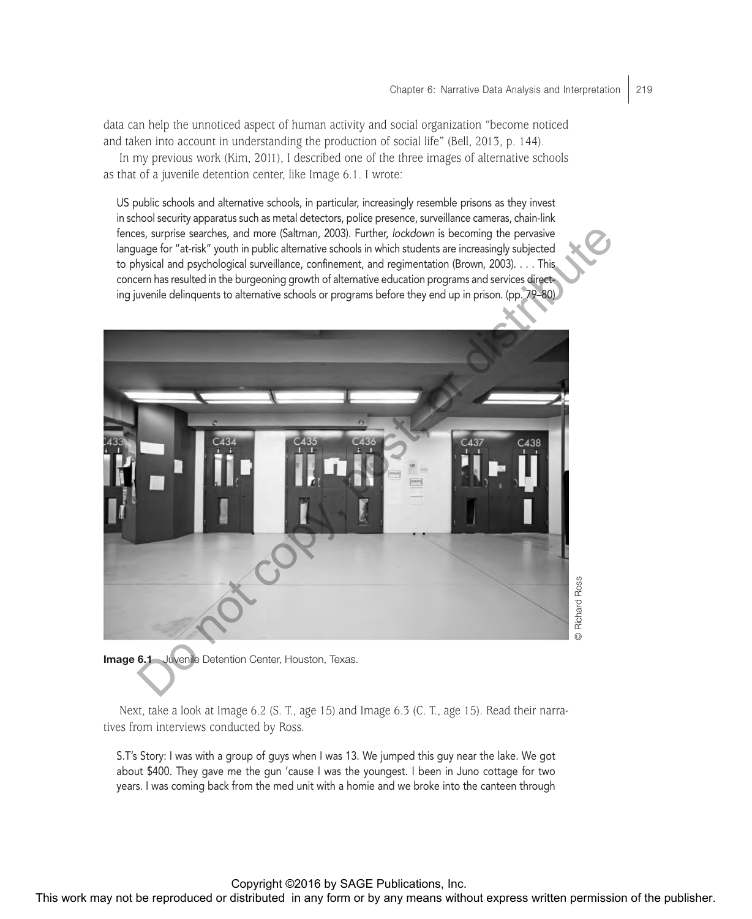data can help the unnoticed aspect of human activity and social organization "become noticed and taken into account in understanding the production of social life" (Bell, 2013, p. 144).

In my previous work (Kim, 2011), I described one of the three images of alternative schools as that of a juvenile detention center, like Image 6.1. I wrote:

> US public schools and alternative schools, in particular, increasingly resemble prisons as they invest in school security apparatus such as metal detectors, police presence, surveillance cameras, chain-link fences, surprise searches, and more (Saltman, 2003). Further, *lockdown* is becoming the pervasive language for "at-risk" youth in public alternative schools in which students are increasingly subjected to physical and psychological surveillance, confinement, and regimentation (Brown, 2003). . . . This concern has resulted in the burgeoning growth of alternative education programs and services directing juvenile delinquents to alternative schools or programs before they end up in prison. (pp. 79–80)

© Richard Ross

**Image 6.1** Juvenile Detention Center, Houston, Texas.

Next, take a look at Image 6.2 (S. T., age 15) and Image 6.3 (C. T., age 15). Read their narratives from interviews conducted by Ross.

> S.T's Story: I was with a group of guys when I was 13. We jumped this guy near the lake. We got about $400. They gave me the gun 'cause I was the youngest. I been in Juno cottage for two years. I was coming back from the med unit with a homie and we broke into the canteen through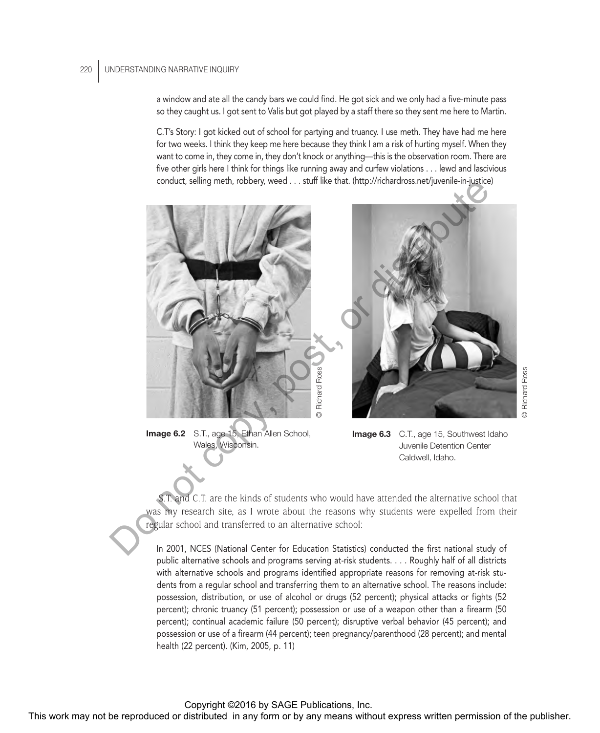a window and ate all the candy bars we could find. He got sick and we only had a five-minute pass so they caught us. I got sent to Valis but got played by a staff there so they sent me here to Martin.

C.T's Story: I got kicked out of school for partying and truancy. I use meth. They have had me here for two weeks. I think they keep me here because they think I am a risk of hurting myself. When they want to come in, they come in, they don't knock or anything—this is the observation room. There are five other girls here I think for things like running away and curfew violations . . . lewd and lascivious conduct, selling meth, robbery, weed . . . stuff like that. (http://richardross.net/juvenile-in-justice)

© Richard Ross

**Image 6.2** S.T., age 15, Ethan Allen School, Wales, Wisconsin.

© Richard Ross

**Image 6.3** C.T., age 15, Southwest Idaho Juvenile Detention Center Caldwell, Idaho.

S.T. and C.T. are the kinds of students who would have attended the alternative school that was my research site, as I wrote about the reasons why students were expelled from their regular school and transferred to an alternative school:

In 2001, NCES (National Center for Education Statistics) conducted the first national study of public alternative schools and programs serving at-risk students. . . . Roughly half of all districts with alternative schools and programs identified appropriate reasons for removing at-risk students from a regular school and transferring them to an alternative school. The reasons include: possession, distribution, or use of alcohol or drugs (52 percent); physical attacks or fights (52 percent); chronic truancy (51 percent); possession or use of a weapon other than a firearm (50 percent); continual academic failure (50 percent); disruptive verbal behavior (45 percent); and possession or use of a firearm (44 percent); teen pregnancy/parenthood (28 percent); and mental health (22 percent). (Kim, 2005, p. 11)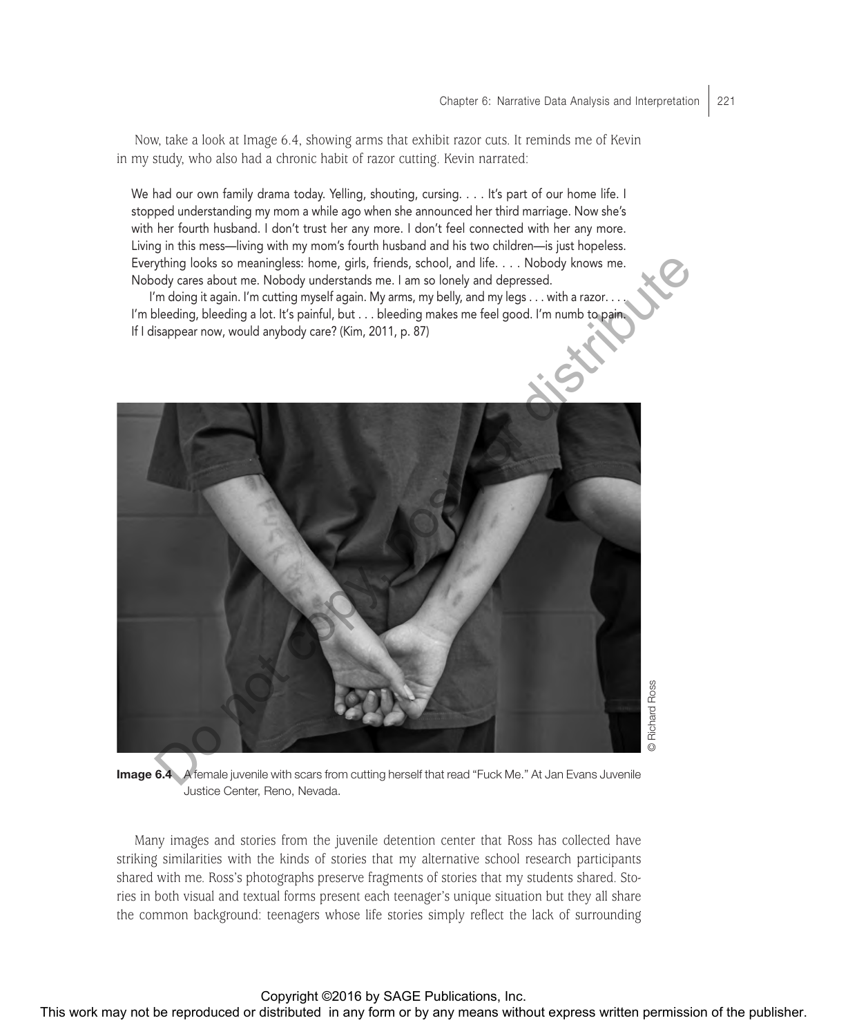Now, take a look at Image 6.4, showing arms that exhibit razor cuts. It reminds me of Kevin in my study, who also had a chronic habit of razor cutting. Kevin narrated:

> We had our own family drama today. Yelling, shouting, cursing. . . . It's part of our home life. I stopped understanding my mom a while ago when she announced her third marriage. Now she's with her fourth husband. I don't trust her any more. I don't feel connected with her any more. Living in this mess—living with my mom's fourth husband and his two children—is just hopeless. Everything looks so meaningless: home, girls, friends, school, and life. . . . Nobody knows me. Nobody cares about me. Nobody understands me. I am so lonely and depressed.
>
> I'm doing it again. I'm cutting myself again. My arms, my belly, and my legs . . . with a razor. . . . I'm bleeding, bleeding a lot. It's painful, but . . . bleeding makes me feel good. I'm numb to pain. If I disappear now, would anybody care? (Kim, 2011, p. 87)

© Richard Ross

**Image 6.4** A female juvenile with scars from cutting herself that read "Fuck Me." At Jan Evans Juvenile Justice Center, Reno, Nevada.

Many images and stories from the juvenile detention center that Ross has collected have striking similarities with the kinds of stories that my alternative school research participants shared with me. Ross's photographs preserve fragments of stories that my students shared. Stories in both visual and textual forms present each teenager's unique situation but they all share the common background: teenagers whose life stories simply reflect the lack of surrounding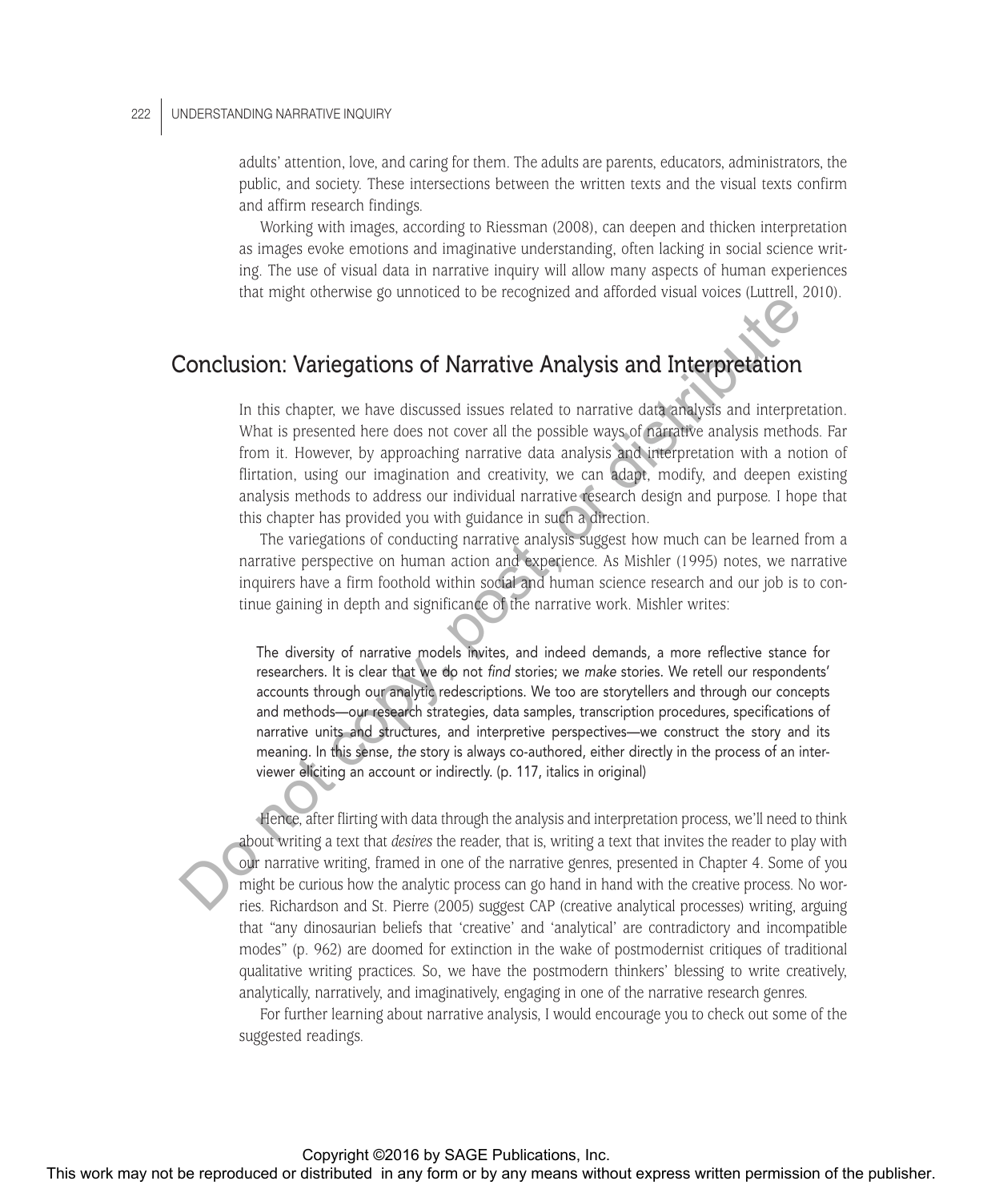adults' attention, love, and caring for them. The adults are parents, educators, administrators, the public, and society. These intersections between the written texts and the visual texts confirm and affirm research findings.

Working with images, according to Riessman (2008), can deepen and thicken interpretation as images evoke emotions and imaginative understanding, often lacking in social science writing. The use of visual data in narrative inquiry will allow many aspects of human experiences that might otherwise go unnoticed to be recognized and afforded visual voices (Luttrell, 2010).

## Conclusion: Variegations of Narrative Analysis and Interpretation

In this chapter, we have discussed issues related to narrative data analysis and interpretation. What is presented here does not cover all the possible ways of narrative analysis methods. Far from it. However, by approaching narrative data analysis and interpretation with a notion of flirtation, using our imagination and creativity, we can adapt, modify, and deepen existing analysis methods to address our individual narrative research design and purpose. I hope that this chapter has provided you with guidance in such a direction.

The variegations of conducting narrative analysis suggest how much can be learned from a narrative perspective on human action and experience. As Mishler (1995) notes, we narrative inquirers have a firm foothold within social and human science research and our job is to continue gaining in depth and significance of the narrative work. Mishler writes:

> The diversity of narrative models invites, and indeed demands, a more reflective stance for researchers. It is clear that we do not *find* stories; we *make* stories. We retell our respondents' accounts through our analytic redescriptions. We too are storytellers and through our concepts and methods—our research strategies, data samples, transcription procedures, specifications of narrative units and structures, and interpretive perspectives—we construct the story and its meaning. In this sense, *the* story is always co-authored, either directly in the process of an interviewer eliciting an account or indirectly. (p. 117, italics in original)

Hence, after flirting with data through the analysis and interpretation process, we'll need to think about writing a text that *desires* the reader, that is, writing a text that invites the reader to play with our narrative writing, framed in one of the narrative genres, presented in Chapter 4. Some of you might be curious how the analytic process can go hand in hand with the creative process. No worries. Richardson and St. Pierre (2005) suggest CAP (creative analytical processes) writing, arguing that "any dinosaurian beliefs that 'creative' and 'analytical' are contradictory and incompatible modes" (p. 962) are doomed for extinction in the wake of postmodernist critiques of traditional qualitative writing practices. So, we have the postmodern thinkers' blessing to write creatively, analytically, narratively, and imaginatively, engaging in one of the narrative research genres.

For further learning about narrative analysis, I would encourage you to check out some of the suggested readings.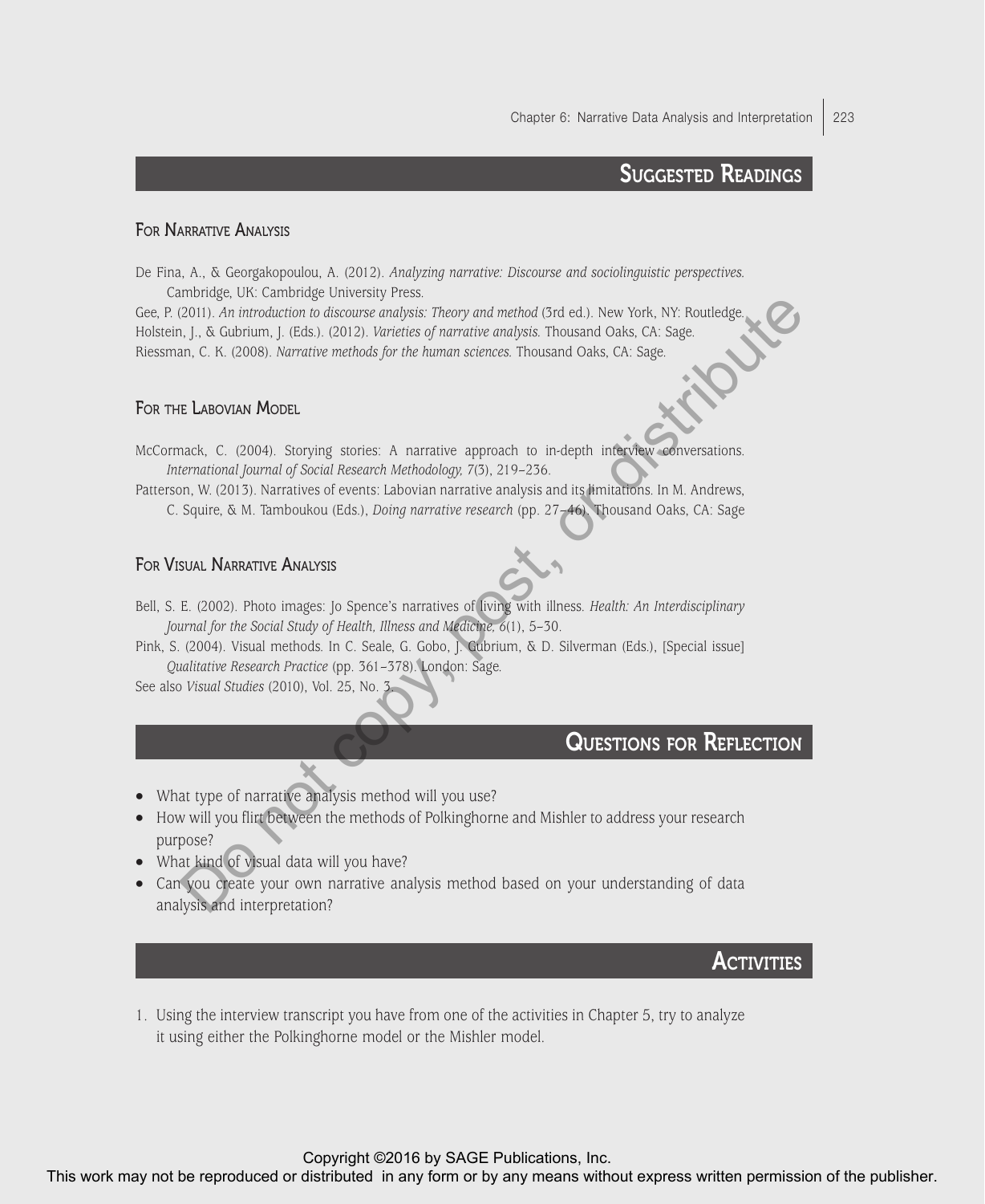## Suggested Readings

### For Narrative Analysis

De Fina, A., & Georgakopoulou, A. (2012). *Analyzing narrative: Discourse and sociolinguistic perspectives.* Cambridge, UK: Cambridge University Press.

Gee, P. (2011). *An introduction to discourse analysis: Theory and method* (3rd ed.). New York, NY: Routledge.

Holstein, J., & Gubrium, J. (Eds.). (2012). *Varieties of narrative analysis.* Thousand Oaks, CA: Sage.

Riessman, C. K. (2008). *Narrative methods for the human sciences.* Thousand Oaks, CA: Sage.

### For the Labovian Model

McCormack, C. (2004). Storying stories: A narrative approach to in-depth interview conversations. *International Journal of Social Research Methodology, 7*(3), 219–236.

Patterson, W. (2013). Narratives of events: Labovian narrative analysis and its limitations. In M. Andrews, C. Squire, & M. Tamboukou (Eds.), *Doing narrative research* (pp. 27–46). Thousand Oaks, CA: Sage

### For Visual Narrative Analysis

Bell, S. E. (2002). Photo images: Jo Spence's narratives of living with illness. *Health: An Interdisciplinary Journal for the Social Study of Health, Illness and Medicine, 6*(1), 5–30.

Pink, S. (2004). Visual methods. In C. Seale, G. Gobo, J. Gubrium, & D. Silverman (Eds.), [Special issue] *Qualitative Research Practice* (pp. 361–378). London: Sage.

See also *Visual Studies* (2010), Vol. 25, No. 3.

## Questions for Reflection

- What type of narrative analysis method will you use?
- How will you flirt between the methods of Polkinghorne and Mishler to address your research purpose?
- What kind of visual data will you have?
- Can you create your own narrative analysis method based on your understanding of data analysis and interpretation?

## Activities

1. Using the interview transcript you have from one of the activities in Chapter 5, try to analyze it using either the Polkinghorne model or the Mishler model.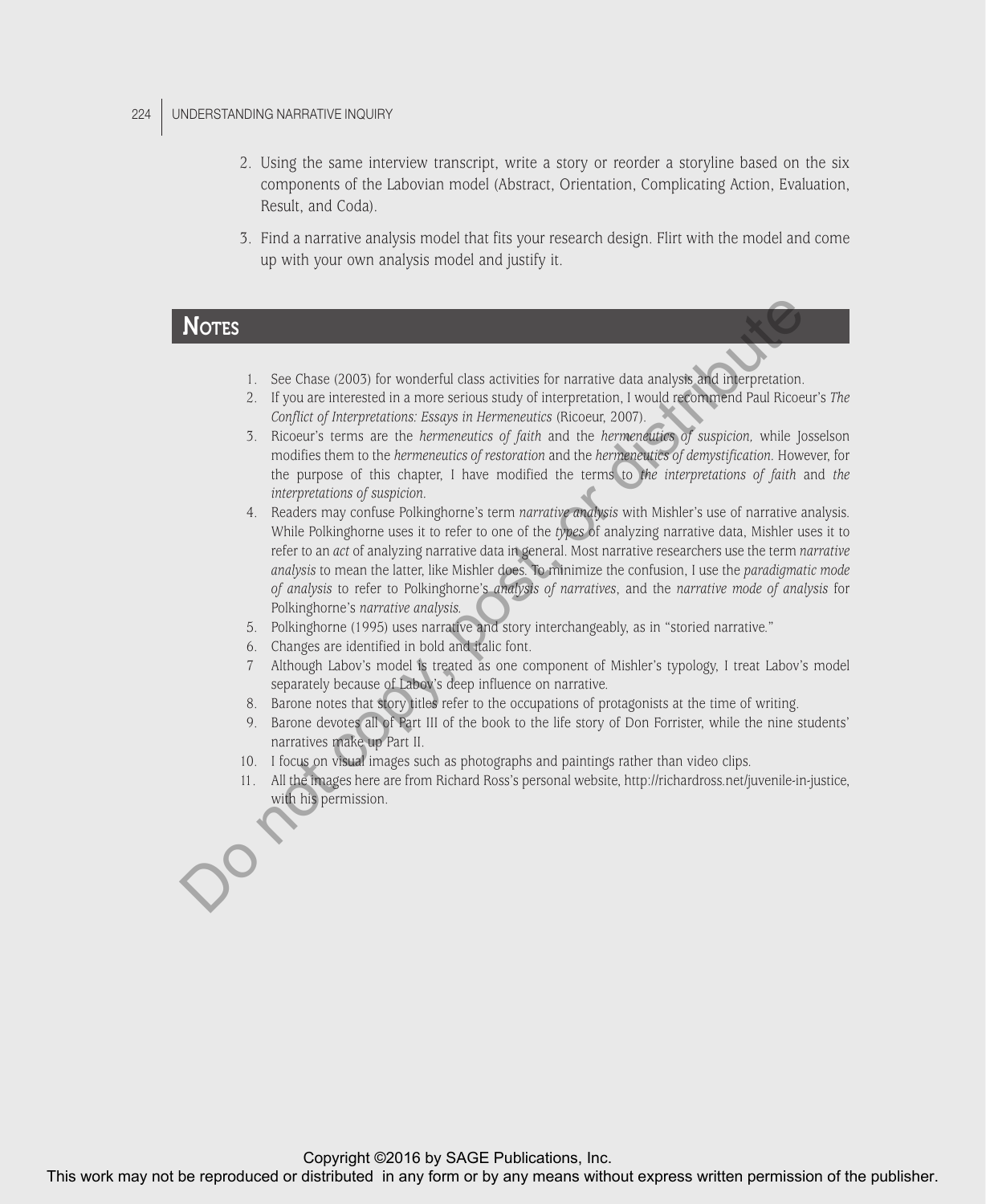2. Using the same interview transcript, write a story or reorder a storyline based on the six components of the Labovian model (Abstract, Orientation, Complicating Action, Evaluation, Result, and Coda).

3. Find a narrative analysis model that fits your research design. Flirt with the model and come up with your own analysis model and justify it.

## NOTES

1. See Chase (2003) for wonderful class activities for narrative data analysis and interpretation.
2. If you are interested in a more serious study of interpretation, I would recommend Paul Ricoeur's *The Conflict of Interpretations: Essays in Hermeneutics* (Ricoeur, 2007).
3. Ricoeur's terms are the *hermeneutics of faith* and the *hermeneutics of suspicion,* while Josselson modifies them to the *hermeneutics of restoration* and the *hermeneutics of demystification*. However, for the purpose of this chapter, I have modified the terms to *the interpretations of faith* and *the interpretations of suspicion*.
4. Readers may confuse Polkinghorne's term *narrative analysis* with Mishler's use of narrative analysis. While Polkinghorne uses it to refer to one of the *types* of analyzing narrative data, Mishler uses it to refer to an *act* of analyzing narrative data in general. Most narrative researchers use the term *narrative analysis* to mean the latter, like Mishler does. To minimize the confusion, I use the *paradigmatic mode of analysis* to refer to Polkinghorne's *analysis of narratives*, and the *narrative mode of analysis* for Polkinghorne's *narrative analysis.*
5. Polkinghorne (1995) uses narrative and story interchangeably, as in "storied narrative."
6. Changes are identified in bold and italic font.
7. Although Labov's model is treated as one component of Mishler's typology, I treat Labov's model separately because of Labov's deep influence on narrative.
8. Barone notes that story titles refer to the occupations of protagonists at the time of writing.
9. Barone devotes all of Part III of the book to the life story of Don Forrister, while the nine students' narratives make up Part II.
10. I focus on visual images such as photographs and paintings rather than video clips.
11. All the images here are from Richard Ross's personal website, http://richardross.net/juvenile-in-justice, with his permission.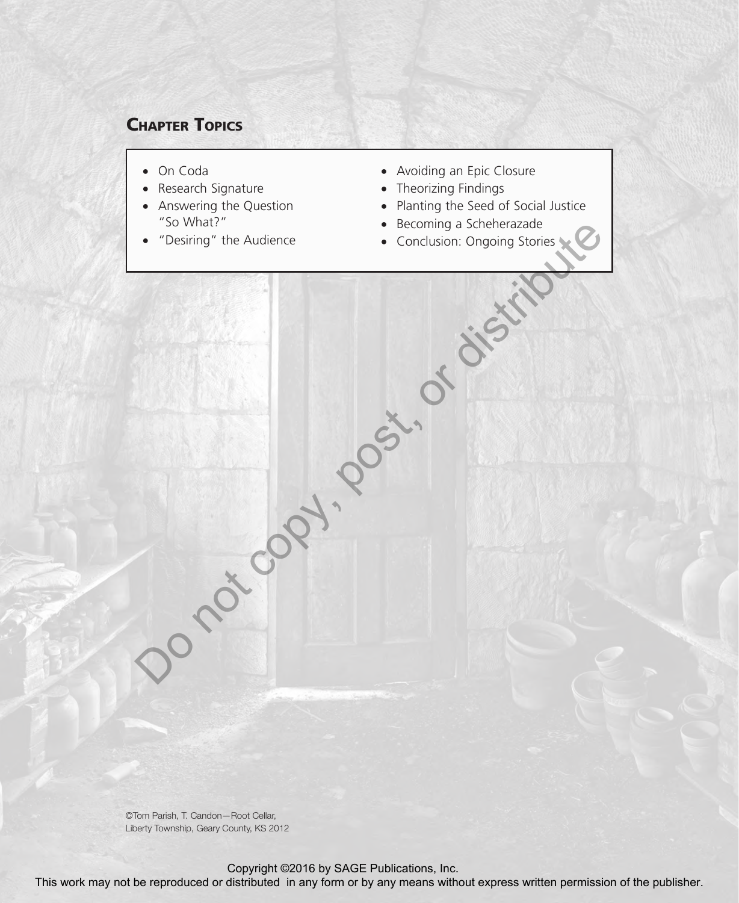## Chapter Topics

- On Coda
- Research Signature
- Answering the Question "So What?"
- "Desiring" the Audience
- Avoiding an Epic Closure
- Theorizing Findings
- Planting the Seed of Social Justice
- Becoming a Scheherazade
- Conclusion: Ongoing Stories

©Tom Parish, T. Candon—Root Cellar, Liberty Township, Geary County, KS 2012